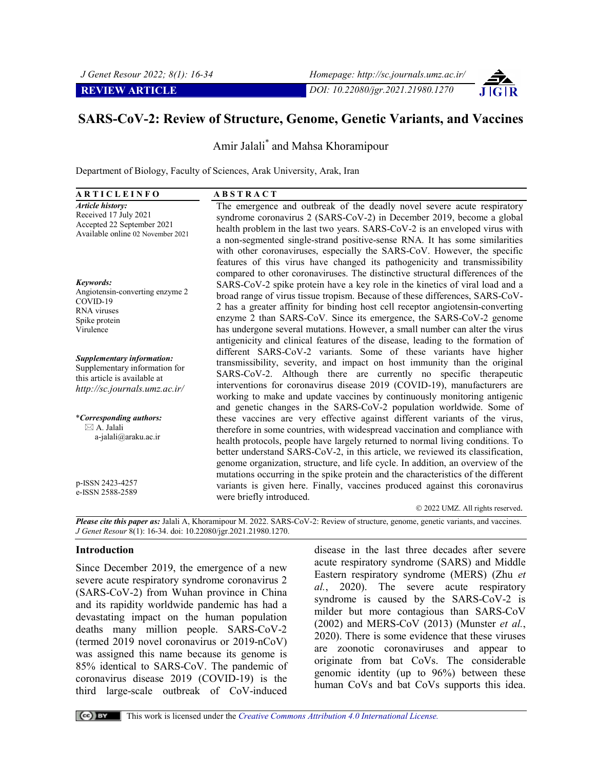REVIEW ARTICLE

DOI: 10.22080/jgr.2021.21980.1270

# SARS-CoV-2: Review of Structure, Genome, Genetic Variants, and Vaccines

Amir Jalali* and Mahsa Khoramipour

Department of Biology, Faculty of Sciences, Arak University, Arak, Iran

**ARTICLE INFO**

*Article history:*
Received 17 July 2021
Accepted 22 September 2021
Available online 02 November 2021

*Keywords:*
Angiotensin-converting enzyme 2
COVID-19
RNA viruses
Spike protein
Virulence

*Supplementary information:*
Supplementary information for this article is available at
*http://sc.journals.umz.ac.ir/*

**Corresponding authors:*
A. Jalali
a-jalali@araku.ac.ir

p-ISSN 2423-4257
e-ISSN 2588-2589

**ABSTRACT**

The emergence and outbreak of the deadly novel severe acute respiratory syndrome coronavirus 2 (SARS-CoV-2) in December 2019, become a global health problem in the last two years. SARS-CoV-2 is an enveloped virus with a non-segmented single-strand positive-sense RNA. It has some similarities with other coronaviruses, especially the SARS-CoV. However, the specific features of this virus have changed its pathogenicity and transmissibility compared to other coronaviruses. The distinctive structural differences of the SARS-CoV-2 spike protein have a key role in the kinetics of viral load and a broad range of virus tissue tropism. Because of these differences, SARS-CoV-2 has a greater affinity for binding host cell receptor angiotensin-converting enzyme 2 than SARS-CoV. Since its emergence, the SARS-CoV-2 genome has undergone several mutations. However, a small number can alter the virus antigenicity and clinical features of the disease, leading to the formation of different SARS-CoV-2 variants. Some of these variants have higher transmissibility, severity, and impact on host immunity than the original SARS-CoV-2. Although there are currently no specific therapeutic interventions for coronavirus disease 2019 (COVID-19), manufacturers are working to make and update vaccines by continuously monitoring antigenic and genetic changes in the SARS-CoV-2 population worldwide. Some of these vaccines are very effective against different variants of the virus, therefore in some countries, with widespread vaccination and compliance with health protocols, people have largely returned to normal living conditions. To better understand SARS-CoV-2, in this article, we reviewed its classification, genome organization, structure, and life cycle. In addition, an overview of the mutations occurring in the spike protein and the characteristics of the different variants is given here. Finally, vaccines produced against this coronavirus were briefly introduced.

© 2022 UMZ. All rights reserved.

***Please cite this paper as:*** Jalali A, Khoramipour M. 2022. SARS-CoV-2: Review of structure, genome, genetic variants, and vaccines. *J Genet Resour* 8(1): 16-34. doi: 10.22080/jgr.2021.21980.1270.

## Introduction

Since December 2019, the emergence of a new severe acute respiratory syndrome coronavirus 2 (SARS-CoV-2) from Wuhan province in China and its rapidity worldwide pandemic has had a devastating impact on the human population deaths many million people. SARS-CoV-2 (termed 2019 novel coronavirus or 2019-nCoV) was assigned this name because its genome is 85% identical to SARS-CoV. The pandemic of coronavirus disease 2019 (COVID-19) is the third large-scale outbreak of CoV-induced disease in the last three decades after severe acute respiratory syndrome (SARS) and Middle Eastern respiratory syndrome (MERS) (Zhu *et al.*, 2020). The severe acute respiratory syndrome is caused by the SARS-CoV-2 is milder but more contagious than SARS-CoV (2002) and MERS-CoV (2013) (Munster *et al.*, 2020). There is some evidence that these viruses are zoonotic coronaviruses and appear to originate from bat CoVs. The considerable genomic identity (up to 96%) between these human CoVs and bat CoVs supports this idea.

This work is licensed under the *Creative Commons Attribution 4.0 International License.*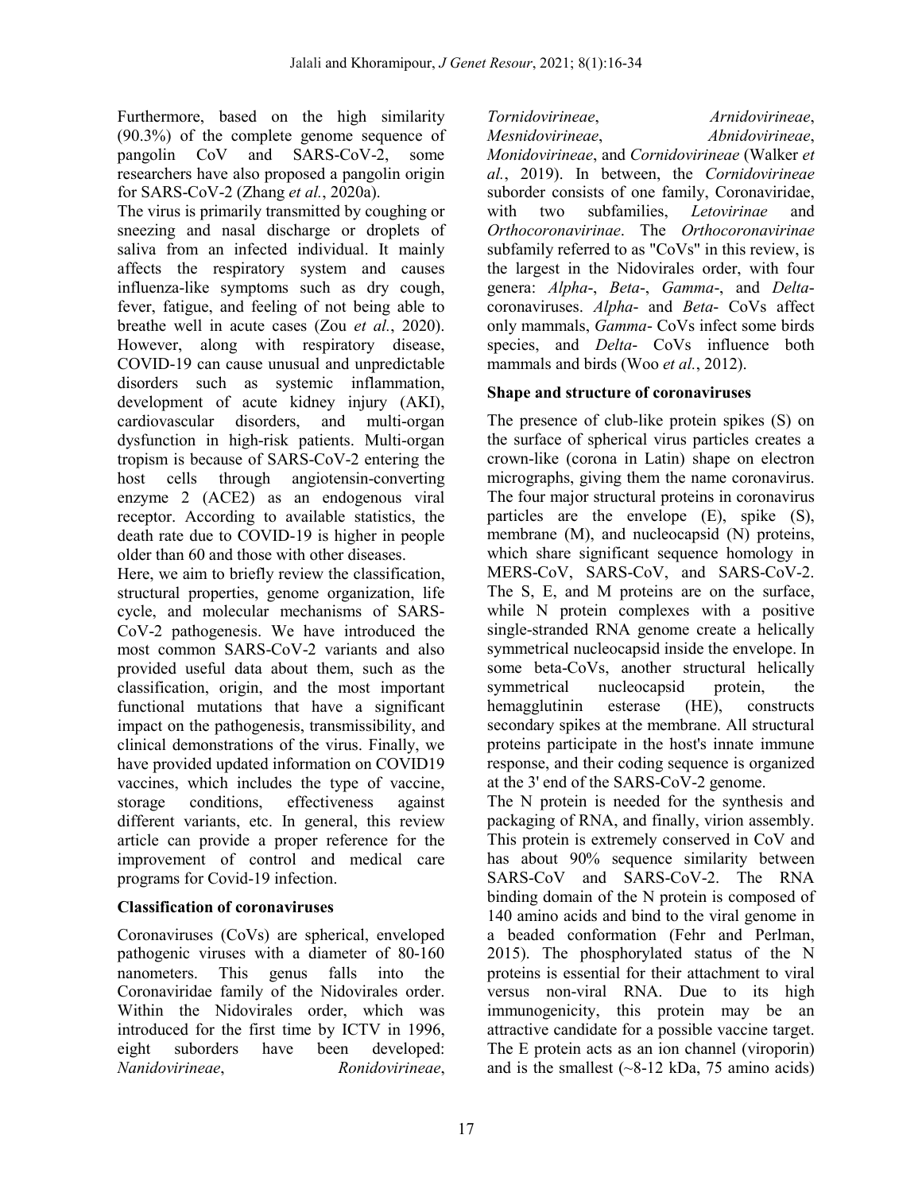Furthermore, based on the high similarity (90.3%) of the complete genome sequence of pangolin CoV and SARS-CoV-2, some researchers have also proposed a pangolin origin for SARS-CoV-2 (Zhang *et al.*, 2020a).

The virus is primarily transmitted by coughing or sneezing and nasal discharge or droplets of saliva from an infected individual. It mainly affects the respiratory system and causes influenza-like symptoms such as dry cough, fever, fatigue, and feeling of not being able to breathe well in acute cases (Zou *et al.*, 2020). However, along with respiratory disease, COVID-19 can cause unusual and unpredictable disorders such as systemic inflammation, development of acute kidney injury (AKI), cardiovascular disorders, and multi-organ dysfunction in high-risk patients. Multi-organ tropism is because of SARS-CoV-2 entering the host cells through angiotensin-converting enzyme 2 (ACE2) as an endogenous viral receptor. According to available statistics, the death rate due to COVID-19 is higher in people older than 60 and those with other diseases.

Here, we aim to briefly review the classification, structural properties, genome organization, life cycle, and molecular mechanisms of SARS-CoV-2 pathogenesis. We have introduced the most common SARS-CoV-2 variants and also provided useful data about them, such as the classification, origin, and the most important functional mutations that have a significant impact on the pathogenesis, transmissibility, and clinical demonstrations of the virus. Finally, we have provided updated information on COVID19 vaccines, which includes the type of vaccine, storage conditions, effectiveness against different variants, etc. In general, this review article can provide a proper reference for the improvement of control and medical care programs for Covid-19 infection.

## Classification of coronaviruses

Coronaviruses (CoVs) are spherical, enveloped pathogenic viruses with a diameter of 80-160 nanometers. This genus falls into the Coronaviridae family of the Nidovirales order. Within the Nidovirales order, which was introduced for the first time by ICTV in 1996, eight suborders have been developed: *Nanidovirineae*, *Ronidovirineae*, *Tornidovirineae*, *Arnidovirineae*, *Mesnidovirineae*, *Abnidovirineae*, *Monidovirineae*, and *Cornidovirineae* (Walker *et al.*, 2019). In between, the *Cornidovirineae* suborder consists of one family, Coronaviridae, with two subfamilies, *Letovirinae* and *Orthocoronavirinae*. The *Orthocoronavirinae* subfamily referred to as "CoVs" in this review, is the largest in the Nidovirales order, with four genera: *Alpha*-, *Beta*-, *Gamma*-, and *Delta*-coronaviruses. *Alpha*- and *Beta*- CoVs affect only mammals, *Gamma*- CoVs infect some birds species, and *Delta*- CoVs influence both mammals and birds (Woo *et al.*, 2012).

## Shape and structure of coronaviruses

The presence of club-like protein spikes (S) on the surface of spherical virus particles creates a crown-like (corona in Latin) shape on electron micrographs, giving them the name coronavirus. The four major structural proteins in coronavirus particles are the envelope (E), spike (S), membrane (M), and nucleocapsid (N) proteins, which share significant sequence homology in MERS-CoV, SARS-CoV, and SARS-CoV-2. The S, E, and M proteins are on the surface, while N protein complexes with a positive single-stranded RNA genome create a helically symmetrical nucleocapsid inside the envelope. In some beta-CoVs, another structural helically symmetrical nucleocapsid protein, the hemagglutinin esterase (HE), constructs secondary spikes at the membrane. All structural proteins participate in the host's innate immune response, and their coding sequence is organized at the 3' end of the SARS-CoV-2 genome.

The N protein is needed for the synthesis and packaging of RNA, and finally, virion assembly. This protein is extremely conserved in CoV and has about 90% sequence similarity between SARS-CoV and SARS-CoV-2. The RNA binding domain of the N protein is composed of 140 amino acids and bind to the viral genome in a beaded conformation (Fehr and Perlman, 2015). The phosphorylated status of the N proteins is essential for their attachment to viral versus non-viral RNA. Due to its high immunogenicity, this protein may be an attractive candidate for a possible vaccine target. The E protein acts as an ion channel (viroporin) and is the smallest (~8-12 kDa, 75 amino acids)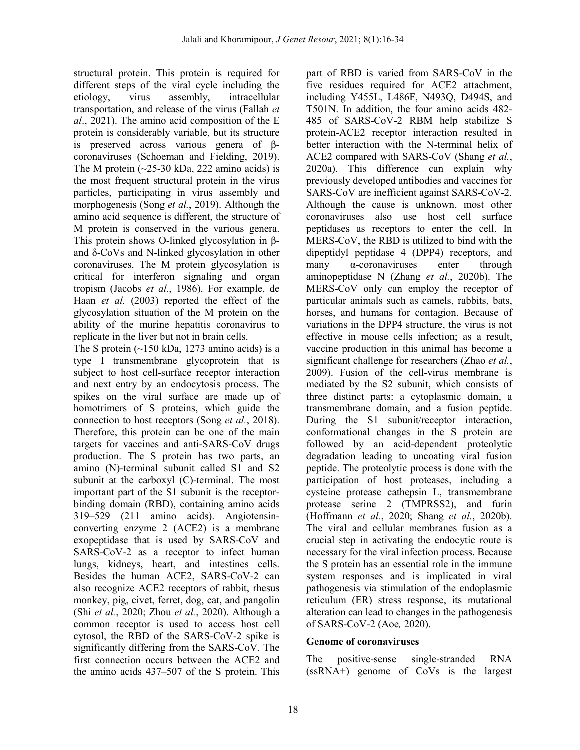structural protein. This protein is required for different steps of the viral cycle including the etiology, virus assembly, intracellular transportation, and release of the virus (Fallah *et al*., 2021). The amino acid composition of the E protein is considerably variable, but its structure is preserved across various genera of β-coronaviruses (Schoeman and Fielding, 2019). The M protein (~25-30 kDa, 222 amino acids) is the most frequent structural protein in the virus particles, participating in virus assembly and morphogenesis (Song *et al.*, 2019). Although the amino acid sequence is different, the structure of M protein is conserved in the various genera. This protein shows O-linked glycosylation in β- and δ-CoVs and N-linked glycosylation in other coronaviruses. The M protein glycosylation is critical for interferon signaling and organ tropism (Jacobs *et al.*, 1986). For example, de Haan *et al.* (2003) reported the effect of the glycosylation situation of the M protein on the ability of the murine hepatitis coronavirus to replicate in the liver but not in brain cells.

The S protein (~150 kDa, 1273 amino acids) is a type I transmembrane glycoprotein that is subject to host cell-surface receptor interaction and next entry by an endocytosis process. The spikes on the viral surface are made up of homotrimers of S proteins, which guide the connection to host receptors (Song *et al.*, 2018). Therefore, this protein can be one of the main targets for vaccines and anti-SARS-CoV drugs production. The S protein has two parts, an amino (N)-terminal subunit called S1 and S2 subunit at the carboxyl (C)-terminal. The most important part of the S1 subunit is the receptor-binding domain (RBD), containing amino acids 319–529 (211 amino acids). Angiotensin-converting enzyme 2 (ACE2) is a membrane exopeptidase that is used by SARS-CoV and SARS-CoV-2 as a receptor to infect human lungs, kidneys, heart, and intestines cells. Besides the human ACE2, SARS-CoV-2 can also recognize ACE2 receptors of rabbit, rhesus monkey, pig, civet, ferret, dog, cat, and pangolin (Shi *et al.*, 2020; Zhou *et al.*, 2020). Although a common receptor is used to access host cell cytosol, the RBD of the SARS-CoV-2 spike is significantly differing from the SARS-CoV. The first connection occurs between the ACE2 and the amino acids 437–507 of the S protein. This part of RBD is varied from SARS-CoV in the five residues required for ACE2 attachment, including Y455L, L486F, N493Q, D494S, and T501N. In addition, the four amino acids 482-485 of SARS-CoV-2 RBM help stabilize S protein-ACE2 receptor interaction resulted in better interaction with the N-terminal helix of ACE2 compared with SARS-CoV (Shang *et al.*, 2020a). This difference can explain why previously developed antibodies and vaccines for SARS-CoV are inefficient against SARS-CoV-2. Although the cause is unknown, most other coronaviruses also use host cell surface peptidases as receptors to enter the cell. In MERS-CoV, the RBD is utilized to bind with the dipeptidyl peptidase 4 (DPP4) receptors, and many α-coronaviruses enter through aminopeptidase N (Zhang *et al.*, 2020b). The MERS-CoV only can employ the receptor of particular animals such as camels, rabbits, bats, horses, and humans for contagion. Because of variations in the DPP4 structure, the virus is not effective in mouse cells infection; as a result, vaccine production in this animal has become a significant challenge for researchers (Zhao *et al.*, 2009). Fusion of the cell-virus membrane is mediated by the S2 subunit, which consists of three distinct parts: a cytoplasmic domain, a transmembrane domain, and a fusion peptide. During the S1 subunit/receptor interaction, conformational changes in the S protein are followed by an acid-dependent proteolytic degradation leading to uncoating viral fusion peptide. The proteolytic process is done with the participation of host proteases, including a cysteine protease cathepsin L, transmembrane protease serine 2 (TMPRSS2), and furin (Hoffmann *et al.*, 2020; Shang *et al.*, 2020b). The viral and cellular membranes fusion as a crucial step in activating the endocytic route is necessary for the viral infection process. Because the S protein has an essential role in the immune system responses and is implicated in viral pathogenesis via stimulation of the endoplasmic reticulum (ER) stress response, its mutational alteration can lead to changes in the pathogenesis of SARS-CoV-2 (Aoe*,* 2020).

**Genome of coronaviruses**

The positive-sense single-stranded RNA (ssRNA+) genome of CoVs is the largest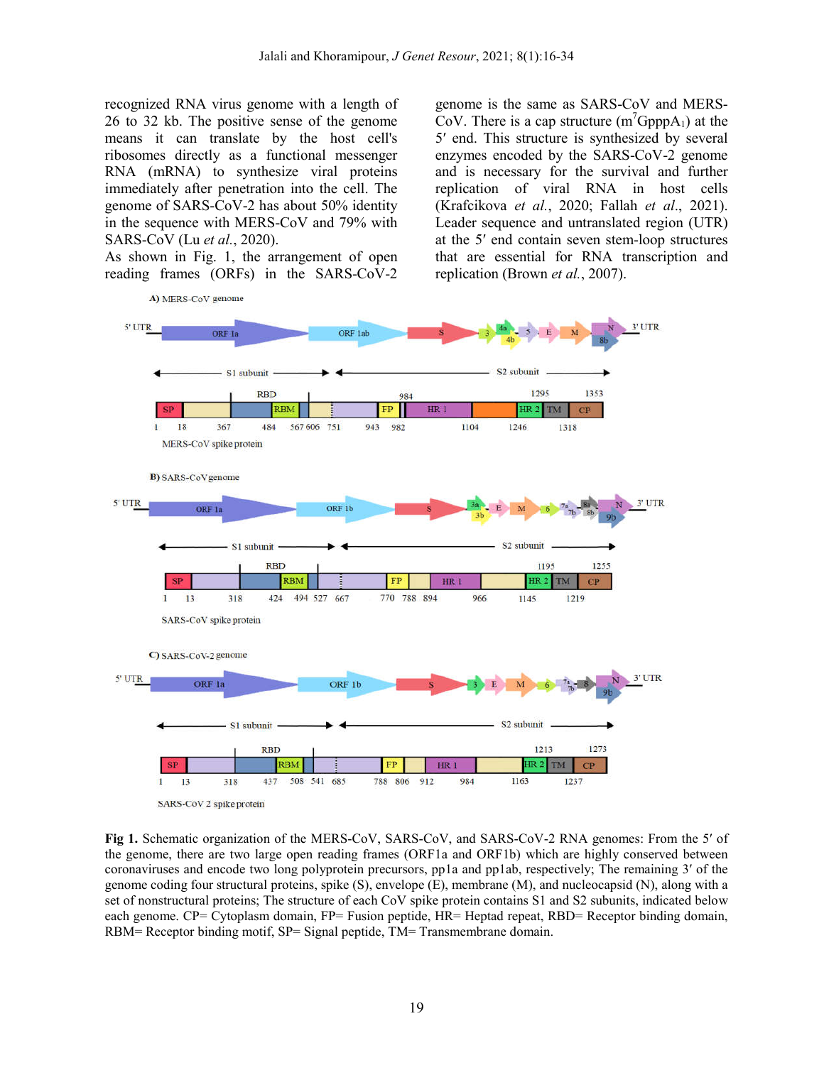recognized RNA virus genome with a length of 26 to 32 kb. The positive sense of the genome means it can translate by the host cell's ribosomes directly as a functional messenger RNA (mRNA) to synthesize viral proteins immediately after penetration into the cell. The genome of SARS-CoV-2 has about 50% identity in the sequence with MERS-CoV and 79% with SARS-CoV (Lu *et al.*, 2020).

As shown in Fig. 1, the arrangement of open reading frames (ORFs) in the SARS-CoV-2 genome is the same as SARS-CoV and MERS-CoV. There is a cap structure ($m^7GpppA_1$) at the 5′ end. This structure is synthesized by several enzymes encoded by the SARS-CoV-2 genome and is necessary for the survival and further replication of viral RNA in host cells (Krafcikova *et al.*, 2020; Fallah *et al.*, 2021). Leader sequence and untranslated region (UTR) at the 5′ end contain seven stem-loop structures that are essential for RNA transcription and replication (Brown *et al.*, 2007).

**Fig 1.** Schematic organization of the MERS-CoV, SARS-CoV, and SARS-CoV-2 RNA genomes: From the 5′ of the genome, there are two large open reading frames (ORF1a and ORF1b) which are highly conserved between coronaviruses and encode two long polyprotein precursors, pp1a and pp1ab, respectively; The remaining 3′ of the genome coding four structural proteins, spike (S), envelope (E), membrane (M), and nucleocapsid (N), along with a set of nonstructural proteins; The structure of each CoV spike protein contains S1 and S2 subunits, indicated below each genome. CP= Cytoplasm domain, FP= Fusion peptide, HR= Heptad repeat, RBD= Receptor binding domain, RBM= Receptor binding motif, SP= Signal peptide, TM= Transmembrane domain.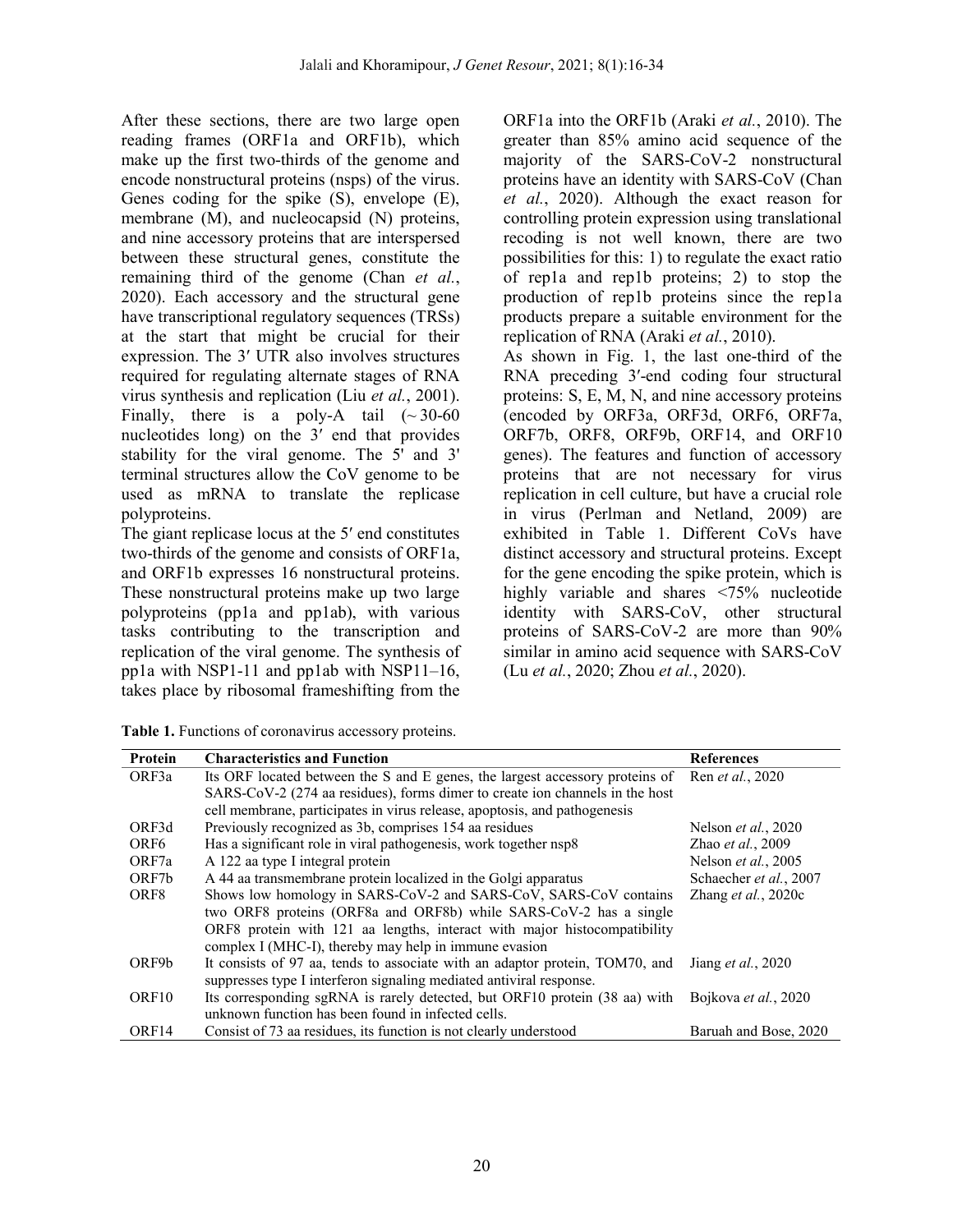After these sections, there are two large open reading frames (ORF1a and ORF1b), which make up the first two-thirds of the genome and encode nonstructural proteins (nsps) of the virus. Genes coding for the spike (S), envelope (E), membrane (M), and nucleocapsid (N) proteins, and nine accessory proteins that are interspersed between these structural genes, constitute the remaining third of the genome (Chan *et al.*, 2020). Each accessory and the structural gene have transcriptional regulatory sequences (TRSs) at the start that might be crucial for their expression. The 3′ UTR also involves structures required for regulating alternate stages of RNA virus synthesis and replication (Liu *et al.*, 2001). Finally, there is a poly-A tail (~ 30-60 nucleotides long) on the 3′ end that provides stability for the viral genome. The 5' and 3' terminal structures allow the CoV genome to be used as mRNA to translate the replicase polyproteins.

The giant replicase locus at the 5′ end constitutes two-thirds of the genome and consists of ORF1a, and ORF1b expresses 16 nonstructural proteins. These nonstructural proteins make up two large polyproteins (pp1a and pp1ab), with various tasks contributing to the transcription and replication of the viral genome. The synthesis of pp1a with NSP1-11 and pp1ab with NSP11–16, takes place by ribosomal frameshifting from the ORF1a into the ORF1b (Araki *et al.*, 2010). The greater than 85% amino acid sequence of the majority of the SARS-CoV-2 nonstructural proteins have an identity with SARS-CoV (Chan *et al.*, 2020). Although the exact reason for controlling protein expression using translational recoding is not well known, there are two possibilities for this: 1) to regulate the exact ratio of rep1a and rep1b proteins; 2) to stop the production of rep1b proteins since the rep1a products prepare a suitable environment for the replication of RNA (Araki *et al.*, 2010).

As shown in Fig. 1, the last one-third of the RNA preceding 3′-end coding four structural proteins: S, E, M, N, and nine accessory proteins (encoded by ORF3a, ORF3d, ORF6, ORF7a, ORF7b, ORF8, ORF9b, ORF14, and ORF10 genes). The features and function of accessory proteins that are not necessary for virus replication in cell culture, but have a crucial role in virus (Perlman and Netland, 2009) are exhibited in Table 1. Different CoVs have distinct accessory and structural proteins. Except for the gene encoding the spike protein, which is highly variable and shares <75% nucleotide identity with SARS-CoV, other structural proteins of SARS-CoV-2 are more than 90% similar in amino acid sequence with SARS-CoV (Lu *et al.*, 2020; Zhou *et al.*, 2020).

**Table 1.** Functions of coronavirus accessory proteins.

| Protein | Characteristics and Function | References |
|---|---|---|
| ORF3a | Its ORF located between the S and E genes, the largest accessory proteins of SARS-CoV-2 (274 aa residues), forms dimer to create ion channels in the host cell membrane, participates in virus release, apoptosis, and pathogenesis | Ren *et al.*, 2020 |
| ORF3d | Previously recognized as 3b, comprises 154 aa residues | Nelson *et al.*, 2020 |
| ORF6 | Has a significant role in viral pathogenesis, work together nsp8 | Zhao *et al.*, 2009 |
| ORF7a | A 122 aa type I integral protein | Nelson *et al.*, 2005 |
| ORF7b | A 44 aa transmembrane protein localized in the Golgi apparatus | Schaecher *et al.*, 2007 |
| ORF8 | Shows low homology in SARS-CoV-2 and SARS-CoV, SARS-CoV contains two ORF8 proteins (ORF8a and ORF8b) while SARS-CoV-2 has a single ORF8 protein with 121 aa lengths, interact with major histocompatibility complex I (MHC-I), thereby may help in immune evasion | Zhang *et al.*, 2020c |
| ORF9b | It consists of 97 aa, tends to associate with an adaptor protein, TOM70, and suppresses type I interferon signaling mediated antiviral response. | Jiang *et al.*, 2020 |
| ORF10 | Its corresponding sgRNA is rarely detected, but ORF10 protein (38 aa) with unknown function has been found in infected cells. | Bojkova *et al.*, 2020 |
| ORF14 | Consist of 73 aa residues, its function is not clearly understood | Baruah and Bose, 2020 |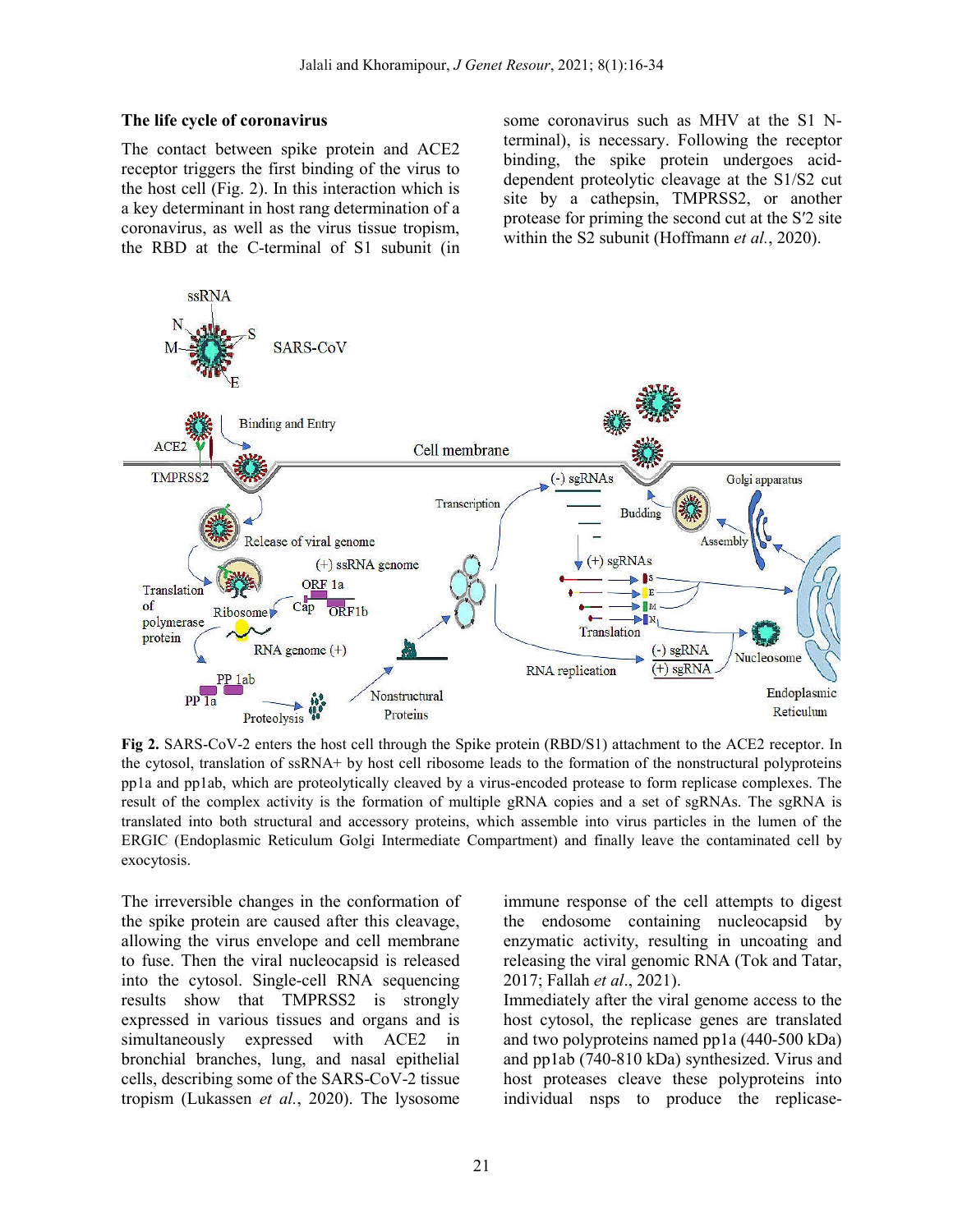### The life cycle of coronavirus

The contact between spike protein and ACE2 receptor triggers the first binding of the virus to the host cell (Fig. 2). In this interaction which is a key determinant in host rang determination of a coronavirus, as well as the virus tissue tropism, the RBD at the C-terminal of S1 subunit (in some coronavirus such as MHV at the S1 N-terminal), is necessary. Following the receptor binding, the spike protein undergoes acid-dependent proteolytic cleavage at the S1/S2 cut site by a cathepsin, TMPRSS2, or another protease for priming the second cut at the S′2 site within the S2 subunit (Hoffmann *et al.*, 2020).

**Fig 2.** SARS-CoV-2 enters the host cell through the Spike protein (RBD/S1) attachment to the ACE2 receptor. In the cytosol, translation of ssRNA+ by host cell ribosome leads to the formation of the nonstructural polyproteins pp1a and pp1ab, which are proteolytically cleaved by a virus-encoded protease to form replicase complexes. The result of the complex activity is the formation of multiple gRNA copies and a set of sgRNAs. The sgRNA is translated into both structural and accessory proteins, which assemble into virus particles in the lumen of the ERGIC (Endoplasmic Reticulum Golgi Intermediate Compartment) and finally leave the contaminated cell by exocytosis.

The irreversible changes in the conformation of the spike protein are caused after this cleavage, allowing the virus envelope and cell membrane to fuse. Then the viral nucleocapsid is released into the cytosol. Single-cell RNA sequencing results show that TMPRSS2 is strongly expressed in various tissues and organs and is simultaneously expressed with ACE2 in bronchial branches, lung, and nasal epithelial cells, describing some of the SARS-CoV-2 tissue tropism (Lukassen *et al.*, 2020). The lysosome immune response of the cell attempts to digest the endosome containing nucleocapsid by enzymatic activity, resulting in uncoating and releasing the viral genomic RNA (Tok and Tatar, 2017; Fallah *et al*., 2021).

Immediately after the viral genome access to the host cytosol, the replicase genes are translated and two polyproteins named pp1a (440-500 kDa) and pp1ab (740-810 kDa) synthesized. Virus and host proteases cleave these polyproteins into individual nsps to produce the replicase-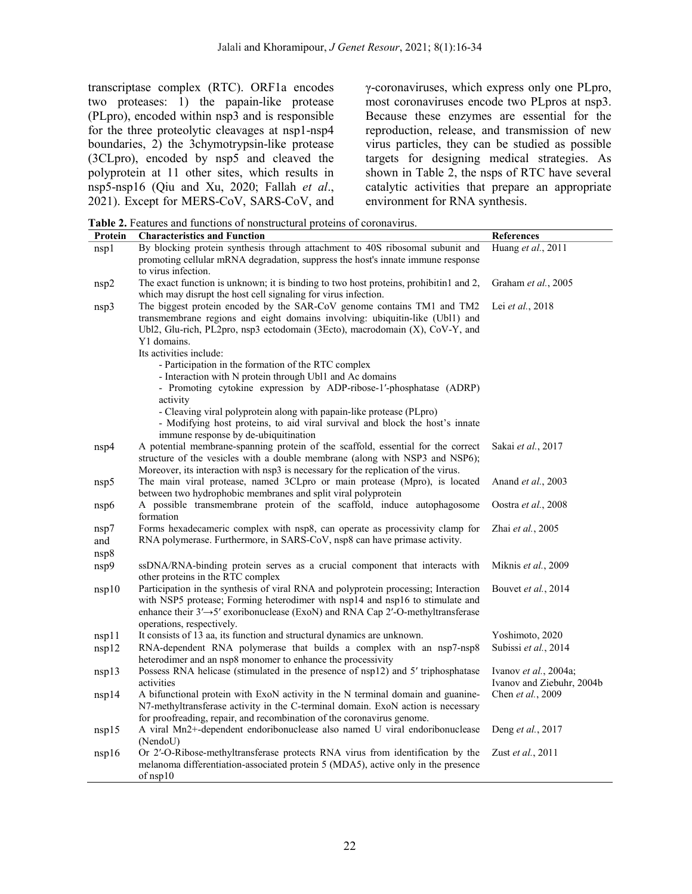transcriptase complex (RTC). ORF1a encodes two proteases: 1) the papain-like protease (PLpro), encoded within nsp3 and is responsible for the three proteolytic cleavages at nsp1-nsp4 boundaries, 2) the 3chymotrypsin-like protease (3CLpro), encoded by nsp5 and cleaved the polyprotein at 11 other sites, which results in nsp5-nsp16 (Qiu and Xu, 2020; Fallah *et al*., 2021). Except for MERS-CoV, SARS-CoV, and γ-coronaviruses, which express only one PLpro, most coronaviruses encode two PLpros at nsp3. Because these enzymes are essential for the reproduction, release, and transmission of new virus particles, they can be studied as possible targets for designing medical strategies. As shown in Table 2, the nsps of RTC have several catalytic activities that prepare an appropriate environment for RNA synthesis.

**Table 2.** Features and functions of nonstructural proteins of coronavirus.

| Protein | Characteristics and Function | References |
|---|---|---|
| nsp1 | By blocking protein synthesis through attachment to 40S ribosomal subunit and promoting cellular mRNA degradation, suppress the host's innate immune response to virus infection. | Huang *et al.*, 2011 |
| nsp2 | The exact function is unknown; it is binding to two host proteins, prohibitin1 and 2, which may disrupt the host cell signaling for virus infection. | Graham *et al.*, 2005 |
| nsp3 | The biggest protein encoded by the SAR-CoV genome contains TM1 and TM2 transmembrane regions and eight domains involving: ubiquitin-like (Ubl1) and Ubl2, Glu-rich, PL2pro, nsp3 ectodomain (3Ecto), macrodomain (X), CoV-Y, and Y1 domains.<br>Its activities include:<br>- Participation in the formation of the RTC complex<br>- Interaction with N protein through Ubl1 and Ac domains<br>- Promoting cytokine expression by ADP-ribose-1′-phosphatase (ADRP) activity<br>- Cleaving viral polyprotein along with papain-like protease (PLpro)<br>- Modifying host proteins, to aid viral survival and block the host's innate immune response by de-ubiquitination | Lei *et al.*, 2018 |
| nsp4 | A potential membrane-spanning protein of the scaffold, essential for the correct structure of the vesicles with a double membrane (along with NSP3 and NSP6); Moreover, its interaction with nsp3 is necessary for the replication of the virus. | Sakai *et al.*, 2017 |
| nsp5 | The main viral protease, named 3CLpro or main protease (Mpro), is located between two hydrophobic membranes and split viral polyprotein | Anand *et al.*, 2003 |
| nsp6 | A possible transmembrane protein of the scaffold, induce autophagosome formation | Oostra *et al.*, 2008 |
| nsp7 and nsp8 | Forms hexadecameric complex with nsp8, can operate as processivity clamp for RNA polymerase. Furthermore, in SARS-CoV, nsp8 can have primase activity. | Zhai *et al.*, 2005 |
| nsp9 | ssDNA/RNA-binding protein serves as a crucial component that interacts with other proteins in the RTC complex | Miknis *et al.*, 2009 |
| nsp10 | Participation in the synthesis of viral RNA and polyprotein processing; Interaction with NSP5 protease; Forming heterodimer with nsp14 and nsp16 to stimulate and enhance their 3′→5′ exoribonuclease (ExoN) and RNA Cap 2′-O-methyltransferase operations, respectively. | Bouvet *et al.*, 2014 |
| nsp11 | It consists of 13 aa, its function and structural dynamics are unknown. | Yoshimoto, 2020 |
| nsp12 | RNA-dependent RNA polymerase that builds a complex with an nsp7-nsp8 heterodimer and an nsp8 monomer to enhance the processivity | Subissi *et al.*, 2014 |
| nsp13 | Possess RNA helicase (stimulated in the presence of nsp12) and 5′ triphosphatase activities | Ivanov *et al.*, 2004a; Ivanov and Ziebuhr, 2004b |
| nsp14 | A bifunctional protein with ExoN activity in the N terminal domain and guanine-N7-methyltransferase activity in the C-terminal domain. ExoN action is necessary for proofreading, repair, and recombination of the coronavirus genome. | Chen *et al.*, 2009 |
| nsp15 | A viral $Mn^{2+}$-dependent endoribonuclease also named U viral endoribonuclease (NendoU) | Deng *et al.*, 2017 |
| nsp16 | Or 2′-O-Ribose-methyltransferase protects RNA virus from identification by the melanoma differentiation-associated protein 5 (MDA5), active only in the presence of nsp10 | Zust *et al.*, 2011 |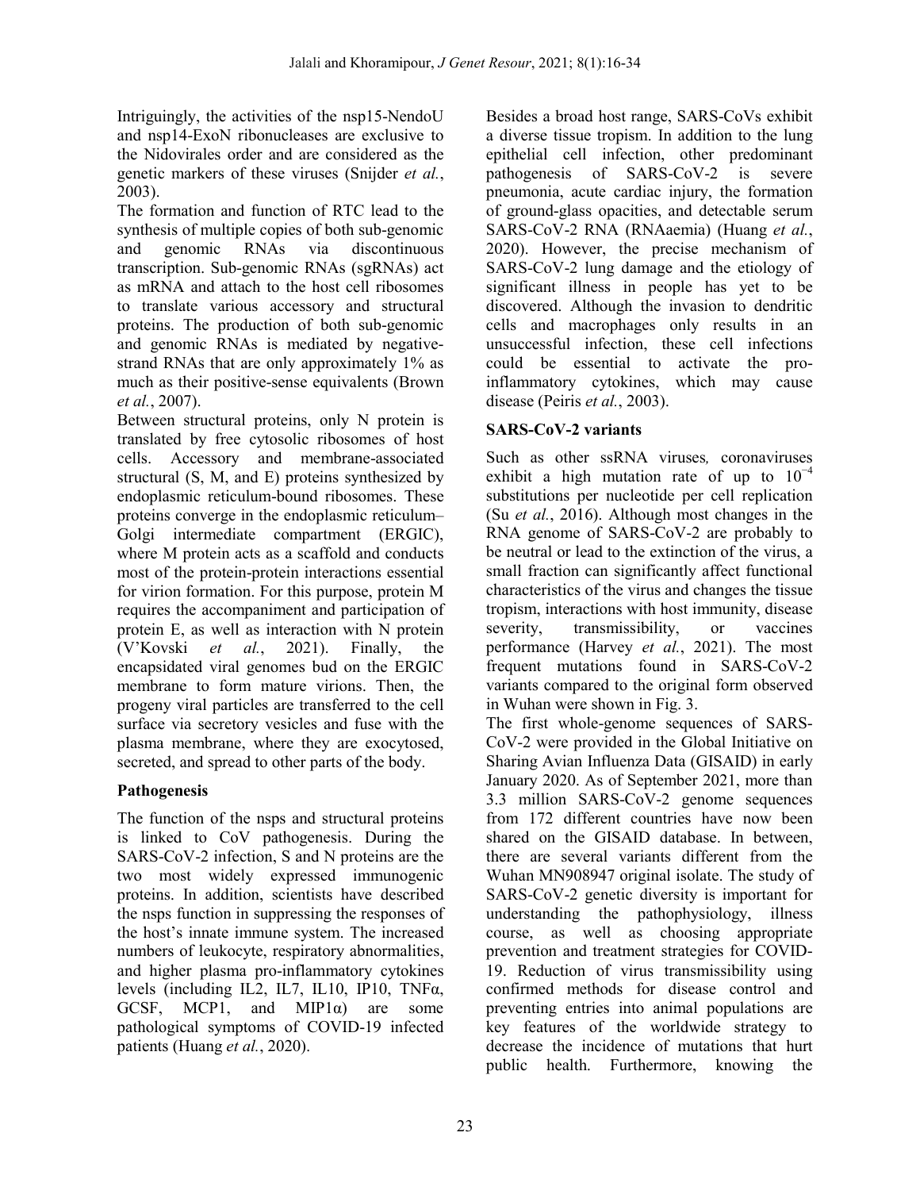Intriguingly, the activities of the nsp15-NendoU and nsp14-ExoN ribonucleases are exclusive to the Nidovirales order and are considered as the genetic markers of these viruses (Snijder *et al.*, 2003).

The formation and function of RTC lead to the synthesis of multiple copies of both sub-genomic and genomic RNAs via discontinuous transcription. Sub-genomic RNAs (sgRNAs) act as mRNA and attach to the host cell ribosomes to translate various accessory and structural proteins. The production of both sub-genomic and genomic RNAs is mediated by negative-strand RNAs that are only approximately 1% as much as their positive-sense equivalents (Brown *et al.*, 2007).

Between structural proteins, only N protein is translated by free cytosolic ribosomes of host cells. Accessory and membrane-associated structural (S, M, and E) proteins synthesized by endoplasmic reticulum-bound ribosomes. These proteins converge in the endoplasmic reticulum–Golgi intermediate compartment (ERGIC), where M protein acts as a scaffold and conducts most of the protein-protein interactions essential for virion formation. For this purpose, protein M requires the accompaniment and participation of protein E, as well as interaction with N protein (V'Kovski *et al.*, 2021). Finally, the encapsidated viral genomes bud on the ERGIC membrane to form mature virions. Then, the progeny viral particles are transferred to the cell surface via secretory vesicles and fuse with the plasma membrane, where they are exocytosed, secreted, and spread to other parts of the body.

## Pathogenesis

The function of the nsps and structural proteins is linked to CoV pathogenesis. During the SARS-CoV-2 infection, S and N proteins are the two most widely expressed immunogenic proteins. In addition, scientists have described the nsps function in suppressing the responses of the host's innate immune system. The increased numbers of leukocyte, respiratory abnormalities, and higher plasma pro-inflammatory cytokines levels (including IL2, IL7, IL10, IP10, TNFα, GCSF, MCP1, and MIP1α) are some pathological symptoms of COVID-19 infected patients (Huang *et al.*, 2020).

Besides a broad host range, SARS-CoVs exhibit a diverse tissue tropism. In addition to the lung epithelial cell infection, other predominant pathogenesis of SARS-CoV-2 is severe pneumonia, acute cardiac injury, the formation of ground-glass opacities, and detectable serum SARS-CoV-2 RNA (RNAaemia) (Huang *et al.*, 2020). However, the precise mechanism of SARS-CoV-2 lung damage and the etiology of significant illness in people has yet to be discovered. Although the invasion to dendritic cells and macrophages only results in an unsuccessful infection, these cell infections could be essential to activate the pro-inflammatory cytokines, which may cause disease (Peiris *et al.*, 2003).

## SARS-CoV-2 variants

Such as other ssRNA viruses*,* coronaviruses exhibit a high mutation rate of up to $10^{-4}$ substitutions per nucleotide per cell replication (Su *et al.*, 2016). Although most changes in the RNA genome of SARS-CoV-2 are probably to be neutral or lead to the extinction of the virus, a small fraction can significantly affect functional characteristics of the virus and changes the tissue tropism, interactions with host immunity, disease severity, transmissibility, or vaccines performance (Harvey *et al.*, 2021). The most frequent mutations found in SARS-CoV-2 variants compared to the original form observed in Wuhan were shown in Fig. 3.

The first whole-genome sequences of SARS-CoV-2 were provided in the Global Initiative on Sharing Avian Influenza Data (GISAID) in early January 2020. As of September 2021, more than 3.3 million SARS-CoV-2 genome sequences from 172 different countries have now been shared on the GISAID database. In between, there are several variants different from the Wuhan MN908947 original isolate. The study of SARS-CoV-2 genetic diversity is important for understanding the pathophysiology, illness course, as well as choosing appropriate prevention and treatment strategies for COVID-19. Reduction of virus transmissibility using confirmed methods for disease control and preventing entries into animal populations are key features of the worldwide strategy to decrease the incidence of mutations that hurt public health. Furthermore, knowing the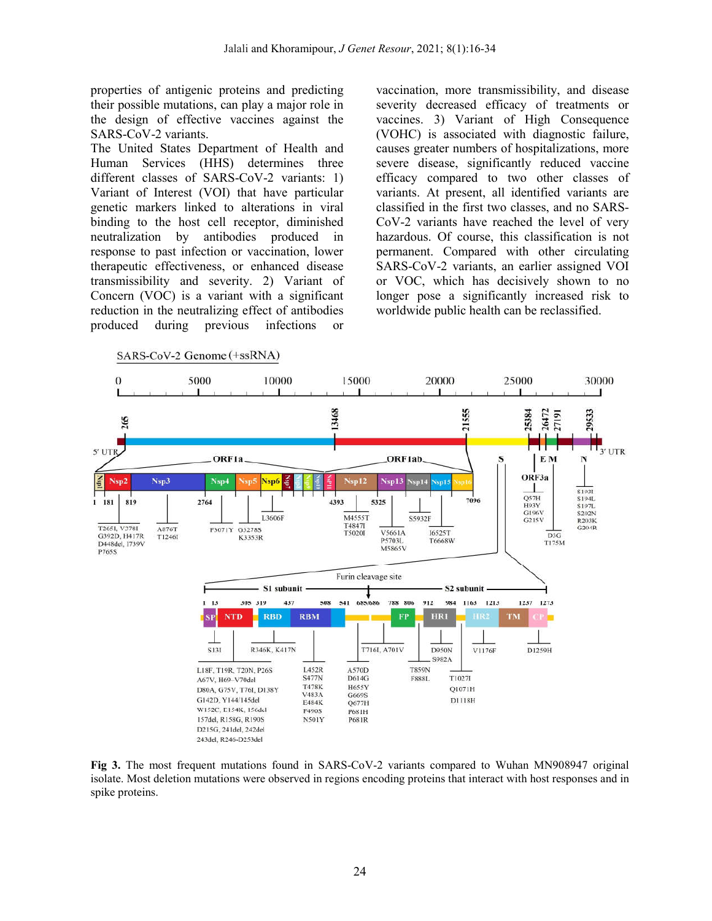properties of antigenic proteins and predicting their possible mutations, can play a major role in the design of effective vaccines against the SARS-CoV-2 variants.

The United States Department of Health and Human Services (HHS) determines three different classes of SARS-CoV-2 variants: 1) Variant of Interest (VOI) that have particular genetic markers linked to alterations in viral binding to the host cell receptor, diminished neutralization by antibodies produced in response to past infection or vaccination, lower therapeutic effectiveness, or enhanced disease transmissibility and severity. 2) Variant of Concern (VOC) is a variant with a significant reduction in the neutralizing effect of antibodies produced during previous infections or vaccination, more transmissibility, and disease severity decreased efficacy of treatments or vaccines. 3) Variant of High Consequence (VOHC) is associated with diagnostic failure, causes greater numbers of hospitalizations, more severe disease, significantly reduced vaccine efficacy compared to two other classes of variants. At present, all identified variants are classified in the first two classes, and no SARS-CoV-2 variants have reached the level of very hazardous. Of course, this classification is not permanent. Compared with other circulating SARS-CoV-2 variants, an earlier assigned VOI or VOC, which has decisively shown to no longer pose a significantly increased risk to worldwide public health can be reclassified.

**Fig 3.** The most frequent mutations found in SARS-CoV-2 variants compared to Wuhan MN908947 original isolate. Most deletion mutations were observed in regions encoding proteins that interact with host responses and in spike proteins.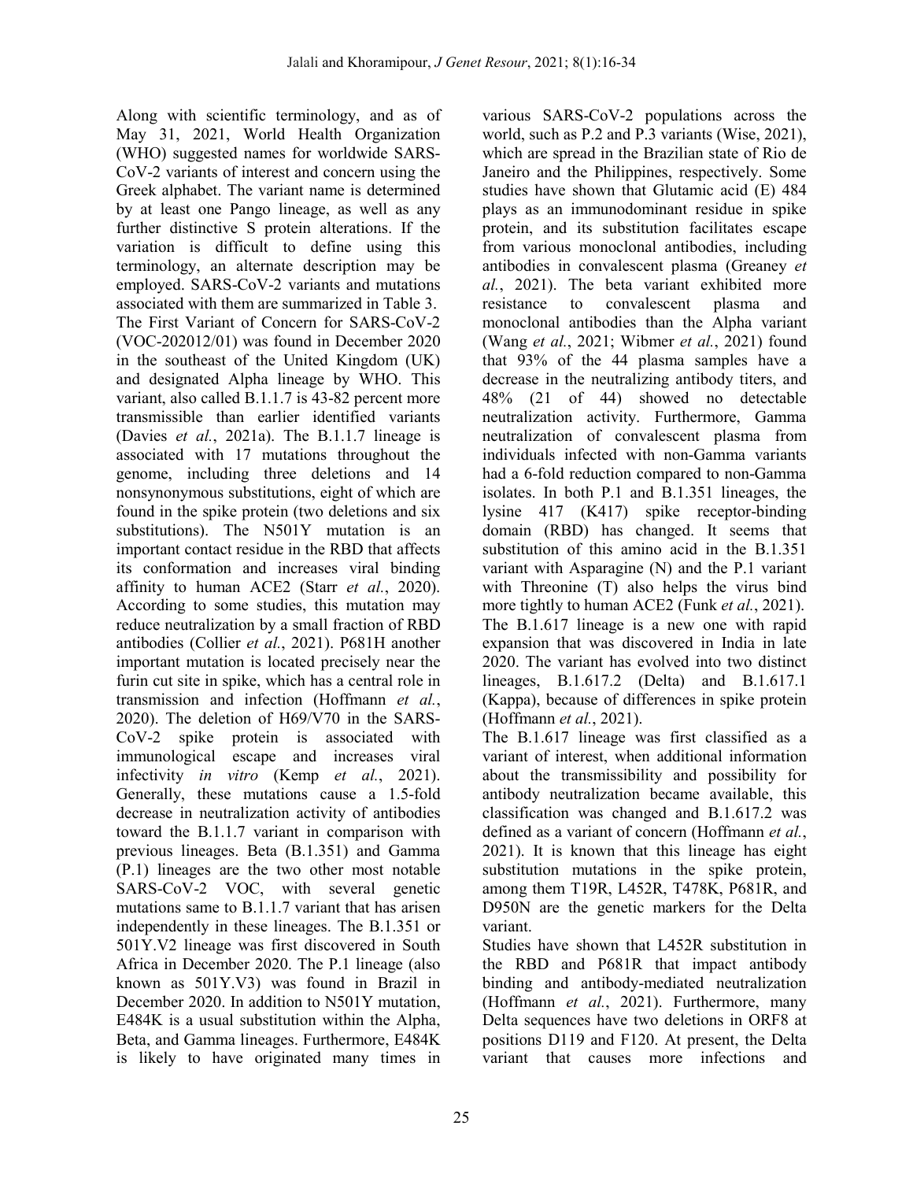Along with scientific terminology, and as of May 31, 2021, World Health Organization (WHO) suggested names for worldwide SARS-CoV-2 variants of interest and concern using the Greek alphabet. The variant name is determined by at least one Pango lineage, as well as any further distinctive S protein alterations. If the variation is difficult to define using this terminology, an alternate description may be employed. SARS-CoV-2 variants and mutations associated with them are summarized in Table 3.

The First Variant of Concern for SARS-CoV-2 (VOC-202012/01) was found in December 2020 in the southeast of the United Kingdom (UK) and designated Alpha lineage by WHO. This variant, also called B.1.1.7 is 43-82 percent more transmissible than earlier identified variants (Davies *et al.*, 2021a). The B.1.1.7 lineage is associated with 17 mutations throughout the genome, including three deletions and 14 nonsynonymous substitutions, eight of which are found in the spike protein (two deletions and six substitutions). The N501Y mutation is an important contact residue in the RBD that affects its conformation and increases viral binding affinity to human ACE2 (Starr *et al.*, 2020). According to some studies, this mutation may reduce neutralization by a small fraction of RBD antibodies (Collier *et al.*, 2021). P681H another important mutation is located precisely near the furin cut site in spike, which has a central role in transmission and infection (Hoffmann *et al.*, 2020). The deletion of H69/V70 in the SARS-CoV-2 spike protein is associated with immunological escape and increases viral infectivity *in vitro* (Kemp *et al.*, 2021). Generally, these mutations cause a 1.5-fold decrease in neutralization activity of antibodies toward the B.1.1.7 variant in comparison with previous lineages. Beta (B.1.351) and Gamma (P.1) lineages are the two other most notable SARS-CoV-2 VOC, with several genetic mutations same to B.1.1.7 variant that has arisen independently in these lineages. The B.1.351 or 501Y.V2 lineage was first discovered in South Africa in December 2020. The P.1 lineage (also known as 501Y.V3) was found in Brazil in December 2020. In addition to N501Y mutation, E484K is a usual substitution within the Alpha, Beta, and Gamma lineages. Furthermore, E484K is likely to have originated many times in various SARS-CoV-2 populations across the world, such as P.2 and P.3 variants (Wise, 2021), which are spread in the Brazilian state of Rio de Janeiro and the Philippines, respectively. Some studies have shown that Glutamic acid (E) 484 plays as an immunodominant residue in spike protein, and its substitution facilitates escape from various monoclonal antibodies, including antibodies in convalescent plasma (Greaney *et al.*, 2021). The beta variant exhibited more resistance to convalescent plasma and monoclonal antibodies than the Alpha variant (Wang *et al.*, 2021; Wibmer *et al.*, 2021) found that 93% of the 44 plasma samples have a decrease in the neutralizing antibody titers, and 48% (21 of 44) showed no detectable neutralization activity. Furthermore, Gamma neutralization of convalescent plasma from individuals infected with non-Gamma variants had a 6-fold reduction compared to non-Gamma isolates. In both P.1 and B.1.351 lineages, the lysine 417 (K417) spike receptor-binding domain (RBD) has changed. It seems that substitution of this amino acid in the B.1.351 variant with Asparagine (N) and the P.1 variant with Threonine (T) also helps the virus bind more tightly to human ACE2 (Funk *et al.*, 2021).

The B.1.617 lineage is a new one with rapid expansion that was discovered in India in late 2020. The variant has evolved into two distinct lineages, B.1.617.2 (Delta) and B.1.617.1 (Kappa), because of differences in spike protein (Hoffmann *et al.*, 2021).

The B.1.617 lineage was first classified as a variant of interest, when additional information about the transmissibility and possibility for antibody neutralization became available, this classification was changed and B.1.617.2 was defined as a variant of concern (Hoffmann *et al.*, 2021). It is known that this lineage has eight substitution mutations in the spike protein, among them T19R, L452R, T478K, P681R, and D950N are the genetic markers for the Delta variant.

Studies have shown that L452R substitution in the RBD and P681R that impact antibody binding and antibody-mediated neutralization (Hoffmann *et al.*, 2021). Furthermore, many Delta sequences have two deletions in ORF8 at positions D119 and F120. At present, the Delta variant that causes more infections and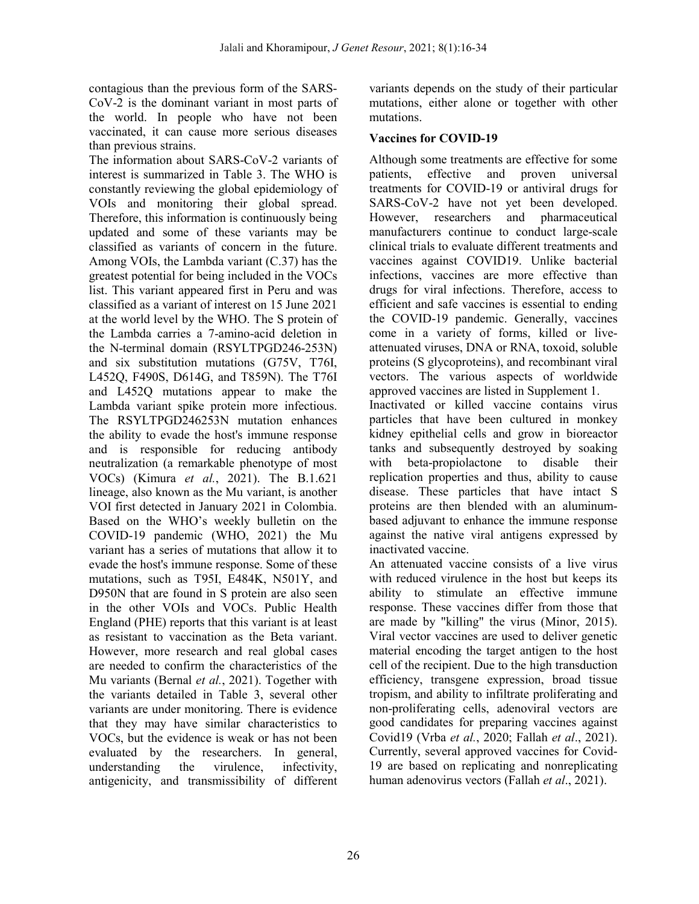contagious than the previous form of the SARS-CoV-2 is the dominant variant in most parts of the world. In people who have not been vaccinated, it can cause more serious diseases than previous strains.

The information about SARS-CoV-2 variants of interest is summarized in Table 3. The WHO is constantly reviewing the global epidemiology of VOIs and monitoring their global spread. Therefore, this information is continuously being updated and some of these variants may be classified as variants of concern in the future. Among VOIs, the Lambda variant (C.37) has the greatest potential for being included in the VOCs list. This variant appeared first in Peru and was classified as a variant of interest on 15 June 2021 at the world level by the WHO. The S protein of the Lambda carries a 7-amino-acid deletion in the N-terminal domain (RSYLTPGD246-253N) and six substitution mutations (G75V, T76I, L452Q, F490S, D614G, and T859N). The T76I and L452Q mutations appear to make the Lambda variant spike protein more infectious. The RSYLTPGD246253N mutation enhances the ability to evade the host's immune response and is responsible for reducing antibody neutralization (a remarkable phenotype of most VOCs) (Kimura *et al.*, 2021). The B.1.621 lineage, also known as the Mu variant, is another VOI first detected in January 2021 in Colombia. Based on the WHO's weekly bulletin on the COVID-19 pandemic (WHO, 2021) the Mu variant has a series of mutations that allow it to evade the host's immune response. Some of these mutations, such as T95I, E484K, N501Y, and D950N that are found in S protein are also seen in the other VOIs and VOCs. Public Health England (PHE) reports that this variant is at least as resistant to vaccination as the Beta variant. However, more research and real global cases are needed to confirm the characteristics of the Mu variants (Bernal *et al.*, 2021). Together with the variants detailed in Table 3, several other variants are under monitoring. There is evidence that they may have similar characteristics to VOCs, but the evidence is weak or has not been evaluated by the researchers. In general, understanding the virulence, infectivity, antigenicity, and transmissibility of different variants depends on the study of their particular mutations, either alone or together with other mutations.

**Vaccines for COVID-19**

Although some treatments are effective for some patients, effective and proven universal treatments for COVID-19 or antiviral drugs for SARS-CoV-2 have not yet been developed. However, researchers and pharmaceutical manufacturers continue to conduct large-scale clinical trials to evaluate different treatments and vaccines against COVID19. Unlike bacterial infections, vaccines are more effective than drugs for viral infections. Therefore, access to efficient and safe vaccines is essential to ending the COVID-19 pandemic. Generally, vaccines come in a variety of forms, killed or live-attenuated viruses, DNA or RNA, toxoid, soluble proteins (S glycoproteins), and recombinant viral vectors. The various aspects of worldwide approved vaccines are listed in Supplement 1.

Inactivated or killed vaccine contains virus particles that have been cultured in monkey kidney epithelial cells and grow in bioreactor tanks and subsequently destroyed by soaking with beta-propiolactone to disable their replication properties and thus, ability to cause disease. These particles that have intact S proteins are then blended with an aluminum-based adjuvant to enhance the immune response against the native viral antigens expressed by inactivated vaccine.

An attenuated vaccine consists of a live virus with reduced virulence in the host but keeps its ability to stimulate an effective immune response. These vaccines differ from those that are made by "killing" the virus (Minor, 2015). Viral vector vaccines are used to deliver genetic material encoding the target antigen to the host cell of the recipient. Due to the high transduction efficiency, transgene expression, broad tissue tropism, and ability to infiltrate proliferating and non-proliferating cells, adenoviral vectors are good candidates for preparing vaccines against Covid19 (Vrba *et al.*, 2020; Fallah *et al*., 2021). Currently, several approved vaccines for Covid-19 are based on replicating and nonreplicating human adenovirus vectors (Fallah *et al*., 2021).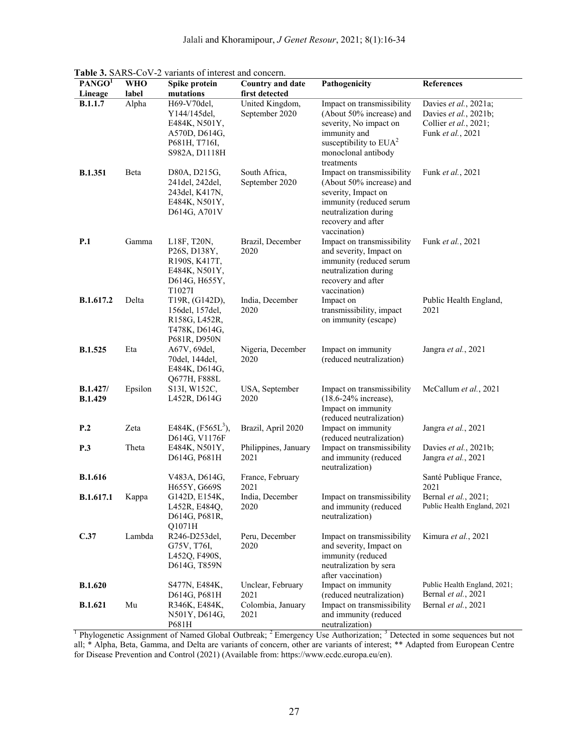**Table 3.** SARS-CoV-2 variants of interest and concern.

| PANGO[1] Lineage | WHO label | Spike protein mutations | Country and date first detected | Pathogenicity | References |
|---|---|---|---|---|---|
| **B.1.1.7** | Alpha | H69-V70del, Y144/145del, E484K, N501Y, A570D, D614G, P681H, T716I, S982A, D1118H | United Kingdom, September 2020 | Impact on transmissibility (About 50% increase) and severity, No impact on immunity and susceptibility to EUA[2] monoclonal antibody treatments | Davies *et al.*, 2021a; Davies *et al.*, 2021b; Collier *et al.*, 2021; Funk *et al.*, 2021 |
| **B.1.351** | Beta | D80A, D215G, 241del, 242del, 243del, K417N, E484K, N501Y, D614G, A701V | South Africa, September 2020 | Impact on transmissibility (About 50% increase) and severity, Impact on immunity (reduced serum neutralization during recovery and after vaccination) | Funk *et al.*, 2021 |
| **P.1** | Gamma | L18F, T20N, P26S, D138Y, R190S, K417T, E484K, N501Y, D614G, H655Y, T1027I | Brazil, December 2020 | Impact on transmissibility and severity, Impact on immunity (reduced serum neutralization during recovery and after vaccination) | Funk *et al.*, 2021 |
| **B.1.617.2** | Delta | T19R, (G142D), 156del, 157del, R158G, L452R, T478K, D614G, P681R, D950N | India, December 2020 | Impact on transmissibility, impact on immunity (escape) | Public Health England, 2021 |
| **B.1.525** | Eta | A67V, 69del, 70del, 144del, E484K, D614G, Q677H, F888L | Nigeria, December 2020 | Impact on immunity (reduced neutralization) | Jangra *et al.*, 2021 |
| **B.1.427/ B.1.429** | Epsilon | S13I, W152C, L452R, D614G | USA, September 2020 | Impact on transmissibility (18.6-24% increase), Impact on immunity (reduced neutralization) | McCallum *et al.*, 2021 |
| **P.2** | Zeta | E484K, (F565L[3]), D614G, V1176F | Brazil, April 2020 | Impact on immunity (reduced neutralization) | Jangra *et al.*, 2021 |
| **P.3** | Theta | E484K, N501Y, D614G, P681H | Philippines, January 2021 | Impact on transmissibility and immunity (reduced neutralization) | Davies *et al.*, 2021b; Jangra *et al.*, 2021 |
| **B.1.616** | | V483A, D614G, H655Y, G669S | France, February 2021 | | Santé Publique France, 2021 |
| **B.1.617.1** | Kappa | G142D, E154K, L452R, E484Q, D614G, P681R, Q1071H | India, December 2020 | Impact on transmissibility and immunity (reduced neutralization) | Bernal *et al.*, 2021; Public Health England, 2021 |
| **C.37** | Lambda | R246-D253del, G75V, T76I, L452Q, F490S, D614G, T859N | Peru, December 2020 | Impact on transmissibility and severity, Impact on immunity (reduced neutralization by sera after vaccination) | Kimura *et al.*, 2021 |
| **B.1.620** | | S477N, E484K, D614G, P681H | Unclear, February 2021 | Impact on immunity (reduced neutralization) | Public Health England, 2021; Bernal *et al.*, 2021 |
| **B.1.621** | Mu | R346K, E484K, N501Y, D614G, P681H | Colombia, January 2021 | Impact on transmissibility and immunity (reduced neutralization) | Bernal *et al.*, 2021 |

[1] Phylogenetic Assignment of Named Global Outbreak; [2] Emergency Use Authorization; [3] Detected in some sequences but not all; * Alpha, Beta, Gamma, and Delta are variants of concern, other are variants of interest; ** Adapted from European Centre for Disease Prevention and Control (2021) (Available from: https://www.ecdc.europa.eu/en).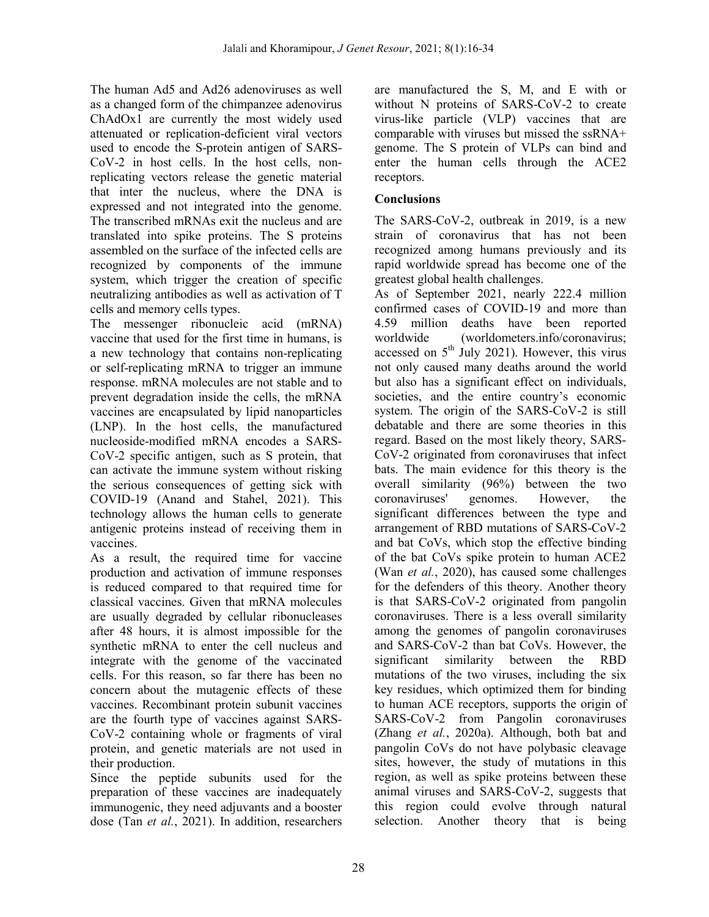The human Ad5 and Ad26 adenoviruses as well as a changed form of the chimpanzee adenovirus ChAdOx1 are currently the most widely used attenuated or replication-deficient viral vectors used to encode the S-protein antigen of SARS-CoV-2 in host cells. In the host cells, non-replicating vectors release the genetic material that inter the nucleus, where the DNA is expressed and not integrated into the genome. The transcribed mRNAs exit the nucleus and are translated into spike proteins. The S proteins assembled on the surface of the infected cells are recognized by components of the immune system, which trigger the creation of specific neutralizing antibodies as well as activation of T cells and memory cells types.

The messenger ribonucleic acid (mRNA) vaccine that used for the first time in humans, is a new technology that contains non-replicating or self-replicating mRNA to trigger an immune response. mRNA molecules are not stable and to prevent degradation inside the cells, the mRNA vaccines are encapsulated by lipid nanoparticles (LNP). In the host cells, the manufactured nucleoside-modified mRNA encodes a SARS-CoV-2 specific antigen, such as S protein, that can activate the immune system without risking the serious consequences of getting sick with COVID-19 (Anand and Stahel, 2021). This technology allows the human cells to generate antigenic proteins instead of receiving them in vaccines.

As a result, the required time for vaccine production and activation of immune responses is reduced compared to that required time for classical vaccines. Given that mRNA molecules are usually degraded by cellular ribonucleases after 48 hours, it is almost impossible for the synthetic mRNA to enter the cell nucleus and integrate with the genome of the vaccinated cells. For this reason, so far there has been no concern about the mutagenic effects of these vaccines. Recombinant protein subunit vaccines are the fourth type of vaccines against SARS-CoV-2 containing whole or fragments of viral protein, and genetic materials are not used in their production.

Since the peptide subunits used for the preparation of these vaccines are inadequately immunogenic, they need adjuvants and a booster dose (Tan *et al.*, 2021). In addition, researchers are manufactured the S, M, and E with or without N proteins of SARS-CoV-2 to create virus-like particle (VLP) vaccines that are comparable with viruses but missed the ssRNA+ genome. The S protein of VLPs can bind and enter the human cells through the ACE2 receptors.

## Conclusions

The SARS-CoV-2, outbreak in 2019, is a new strain of coronavirus that has not been recognized among humans previously and its rapid worldwide spread has become one of the greatest global health challenges.

As of September 2021, nearly 222.4 million confirmed cases of COVID-19 and more than 4.59 million deaths have been reported worldwide (worldometers.info/coronavirus; accessed on 5th July 2021). However, this virus not only caused many deaths around the world but also has a significant effect on individuals, societies, and the entire country's economic system. The origin of the SARS-CoV-2 is still debatable and there are some theories in this regard. Based on the most likely theory, SARS-CoV-2 originated from coronaviruses that infect bats. The main evidence for this theory is the overall similarity (96%) between the two coronaviruses' genomes. However, the significant differences between the type and arrangement of RBD mutations of SARS-CoV-2 and bat CoVs, which stop the effective binding of the bat CoVs spike protein to human ACE2 (Wan *et al.*, 2020), has caused some challenges for the defenders of this theory. Another theory is that SARS-CoV-2 originated from pangolin coronaviruses. There is a less overall similarity among the genomes of pangolin coronaviruses and SARS-CoV-2 than bat CoVs. However, the significant similarity between the RBD mutations of the two viruses, including the six key residues, which optimized them for binding to human ACE receptors, supports the origin of SARS-CoV-2 from Pangolin coronaviruses (Zhang *et al.*, 2020a). Although, both bat and pangolin CoVs do not have polybasic cleavage sites, however, the study of mutations in this region, as well as spike proteins between these animal viruses and SARS-CoV-2, suggests that this region could evolve through natural selection. Another theory that is being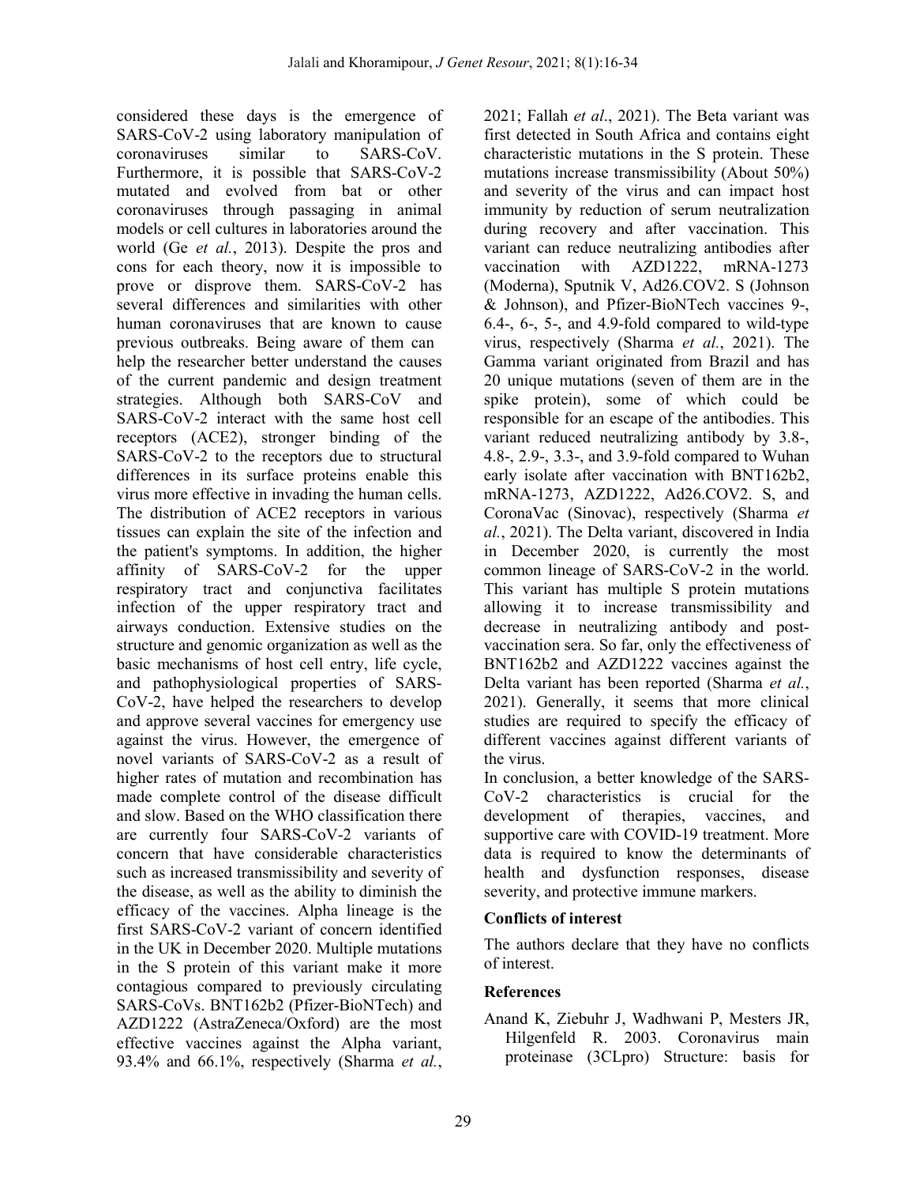considered these days is the emergence of SARS-CoV-2 using laboratory manipulation of coronaviruses similar to SARS-CoV. Furthermore, it is possible that SARS-CoV-2 mutated and evolved from bat or other coronaviruses through passaging in animal models or cell cultures in laboratories around the world (Ge *et al.*, 2013). Despite the pros and cons for each theory, now it is impossible to prove or disprove them. SARS-CoV-2 has several differences and similarities with other human coronaviruses that are known to cause previous outbreaks. Being aware of them can help the researcher better understand the causes of the current pandemic and design treatment strategies. Although both SARS-CoV and SARS-CoV-2 interact with the same host cell receptors (ACE2), stronger binding of the SARS-CoV-2 to the receptors due to structural differences in its surface proteins enable this virus more effective in invading the human cells. The distribution of ACE2 receptors in various tissues can explain the site of the infection and the patient's symptoms. In addition, the higher affinity of SARS-CoV-2 for the upper respiratory tract and conjunctiva facilitates infection of the upper respiratory tract and airways conduction. Extensive studies on the structure and genomic organization as well as the basic mechanisms of host cell entry, life cycle, and pathophysiological properties of SARS-CoV-2, have helped the researchers to develop and approve several vaccines for emergency use against the virus. However, the emergence of novel variants of SARS-CoV-2 as a result of higher rates of mutation and recombination has made complete control of the disease difficult and slow. Based on the WHO classification there are currently four SARS-CoV-2 variants of concern that have considerable characteristics such as increased transmissibility and severity of the disease, as well as the ability to diminish the efficacy of the vaccines. Alpha lineage is the first SARS-CoV-2 variant of concern identified in the UK in December 2020. Multiple mutations in the S protein of this variant make it more contagious compared to previously circulating SARS-CoVs. BNT162b2 (Pfizer-BioNTech) and AZD1222 (AstraZeneca/Oxford) are the most effective vaccines against the Alpha variant, 93.4% and 66.1%, respectively (Sharma *et al.*, 2021; Fallah *et al*., 2021). The Beta variant was first detected in South Africa and contains eight characteristic mutations in the S protein. These mutations increase transmissibility (About 50%) and severity of the virus and can impact host immunity by reduction of serum neutralization during recovery and after vaccination. This variant can reduce neutralizing antibodies after vaccination with AZD1222, mRNA-1273 (Moderna), Sputnik V, Ad26.COV2. S (Johnson & Johnson), and Pfizer-BioNTech vaccines 9-, 6.4-, 6-, 5-, and 4.9-fold compared to wild-type virus, respectively (Sharma *et al.*, 2021). The Gamma variant originated from Brazil and has 20 unique mutations (seven of them are in the spike protein), some of which could be responsible for an escape of the antibodies. This variant reduced neutralizing antibody by 3.8-, 4.8-, 2.9-, 3.3-, and 3.9-fold compared to Wuhan early isolate after vaccination with BNT162b2, mRNA-1273, AZD1222, Ad26.COV2. S, and CoronaVac (Sinovac), respectively (Sharma *et al.*, 2021). The Delta variant, discovered in India in December 2020, is currently the most common lineage of SARS-CoV-2 in the world. This variant has multiple S protein mutations allowing it to increase transmissibility and decrease in neutralizing antibody and post-vaccination sera. So far, only the effectiveness of BNT162b2 and AZD1222 vaccines against the Delta variant has been reported (Sharma *et al.*, 2021). Generally, it seems that more clinical studies are required to specify the efficacy of different vaccines against different variants of the virus.

In conclusion, a better knowledge of the SARS-CoV-2 characteristics is crucial for the development of therapies, vaccines, and supportive care with COVID-19 treatment. More data is required to know the determinants of health and dysfunction responses, disease severity, and protective immune markers.

## Conflicts of interest

The authors declare that they have no conflicts of interest.

## References

Anand K, Ziebuhr J, Wadhwani P, Mesters JR, Hilgenfeld R. 2003. Coronavirus main proteinase (3CLpro) Structure: basis for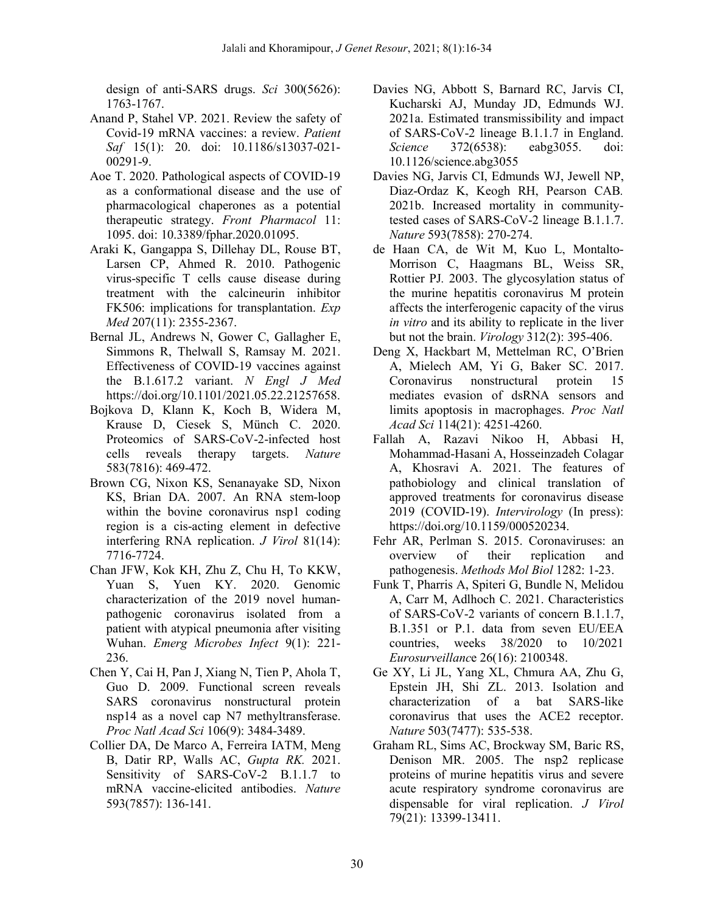design of anti-SARS drugs. *Sci* 300(5626): 1763-1767.

Anand P, Stahel VP. 2021. Review the safety of Covid-19 mRNA vaccines: a review. *Patient Saf* 15(1): 20. doi: 10.1186/s13037-021-00291-9.

Aoe T. 2020. Pathological aspects of COVID-19 as a conformational disease and the use of pharmacological chaperones as a potential therapeutic strategy. *Front Pharmacol* 11: 1095. doi: 10.3389/fphar.2020.01095.

Araki K, Gangappa S, Dillehay DL, Rouse BT, Larsen CP, Ahmed R. 2010. Pathogenic virus-specific T cells cause disease during treatment with the calcineurin inhibitor FK506: implications for transplantation. *Exp Med* 207(11): 2355-2367.

Bernal JL, Andrews N, Gower C, Gallagher E, Simmons R, Thelwall S, Ramsay M. 2021. Effectiveness of COVID-19 vaccines against the B.1.617.2 variant. *N Engl J Med* https://doi.org/10.1101/2021.05.22.21257658.

Bojkova D, Klann K, Koch B, Widera M, Krause D, Ciesek S, Münch C. 2020. Proteomics of SARS-CoV-2-infected host cells reveals therapy targets. *Nature* 583(7816): 469-472.

Brown CG, Nixon KS, Senanayake SD, Nixon KS, Brian DA. 2007. An RNA stem-loop within the bovine coronavirus nsp1 coding region is a cis-acting element in defective interfering RNA replication. *J Virol* 81(14): 7716-7724.

Chan JFW, Kok KH, Zhu Z, Chu H, To KKW, Yuan S, Yuen KY. 2020. Genomic characterization of the 2019 novel human-pathogenic coronavirus isolated from a patient with atypical pneumonia after visiting Wuhan. *Emerg Microbes Infect* 9(1): 221-236.

Chen Y, Cai H, Pan J, Xiang N, Tien P, Ahola T, Guo D. 2009. Functional screen reveals SARS coronavirus nonstructural protein nsp14 as a novel cap N7 methyltransferase. *Proc Natl Acad Sci* 106(9): 3484-3489.

Collier DA, De Marco A, Ferreira IATM, Meng B, Datir RP, Walls AC, *Gupta RK.* 2021. Sensitivity of SARS-CoV-2 B.1.1.7 to mRNA vaccine-elicited antibodies. *Nature* 593(7857): 136-141.

Davies NG, Abbott S, Barnard RC, Jarvis CI, Kucharski AJ, Munday JD, Edmunds WJ. 2021a. Estimated transmissibility and impact of SARS-CoV-2 lineage B.1.1.7 in England. *Science* 372(6538): eabg3055. doi: 10.1126/science.abg3055

Davies NG, Jarvis CI, Edmunds WJ, Jewell NP, Diaz-Ordaz K, Keogh RH, Pearson CAB. 2021b. Increased mortality in community-tested cases of SARS-CoV-2 lineage B.1.1.7. *Nature* 593(7858): 270-274.

de Haan CA, de Wit M, Kuo L, Montalto-Morrison C, Haagmans BL, Weiss SR, Rottier PJ. 2003. The glycosylation status of the murine hepatitis coronavirus M protein affects the interferogenic capacity of the virus *in vitro* and its ability to replicate in the liver but not the brain. *Virology* 312(2): 395-406.

Deng X, Hackbart M, Mettelman RC, O'Brien A, Mielech AM, Yi G, Baker SC. 2017. Coronavirus nonstructural protein 15 mediates evasion of dsRNA sensors and limits apoptosis in macrophages. *Proc Natl Acad Sci* 114(21): 4251-4260.

Fallah A, Razavi Nikoo H, Abbasi H, Mohammad-Hasani A, Hosseinzadeh Colagar A, Khosravi A. 2021. The features of pathobiology and clinical translation of approved treatments for coronavirus disease 2019 (COVID-19). *Intervirology* (In press): https://doi.org/10.1159/000520234.

Fehr AR, Perlman S. 2015. Coronaviruses: an overview of their replication and pathogenesis. *Methods Mol Biol* 1282: 1-23.

Funk T, Pharris A, Spiteri G, Bundle N, Melidou A, Carr M, Adlhoch C. 2021. Characteristics of SARS-CoV-2 variants of concern B.1.1.7, B.1.351 or P.1. data from seven EU/EEA countries, weeks 38/2020 to 10/2021 *Eurosurveillance* 26(16): 2100348.

Ge XY, Li JL, Yang XL, Chmura AA, Zhu G, Epstein JH, Shi ZL. 2013. Isolation and characterization of a bat SARS-like coronavirus that uses the ACE2 receptor. *Nature* 503(7477): 535-538.

Graham RL, Sims AC, Brockway SM, Baric RS, Denison MR. 2005. The nsp2 replicase proteins of murine hepatitis virus and severe acute respiratory syndrome coronavirus are dispensable for viral replication. *J Virol* 79(21): 13399-13411.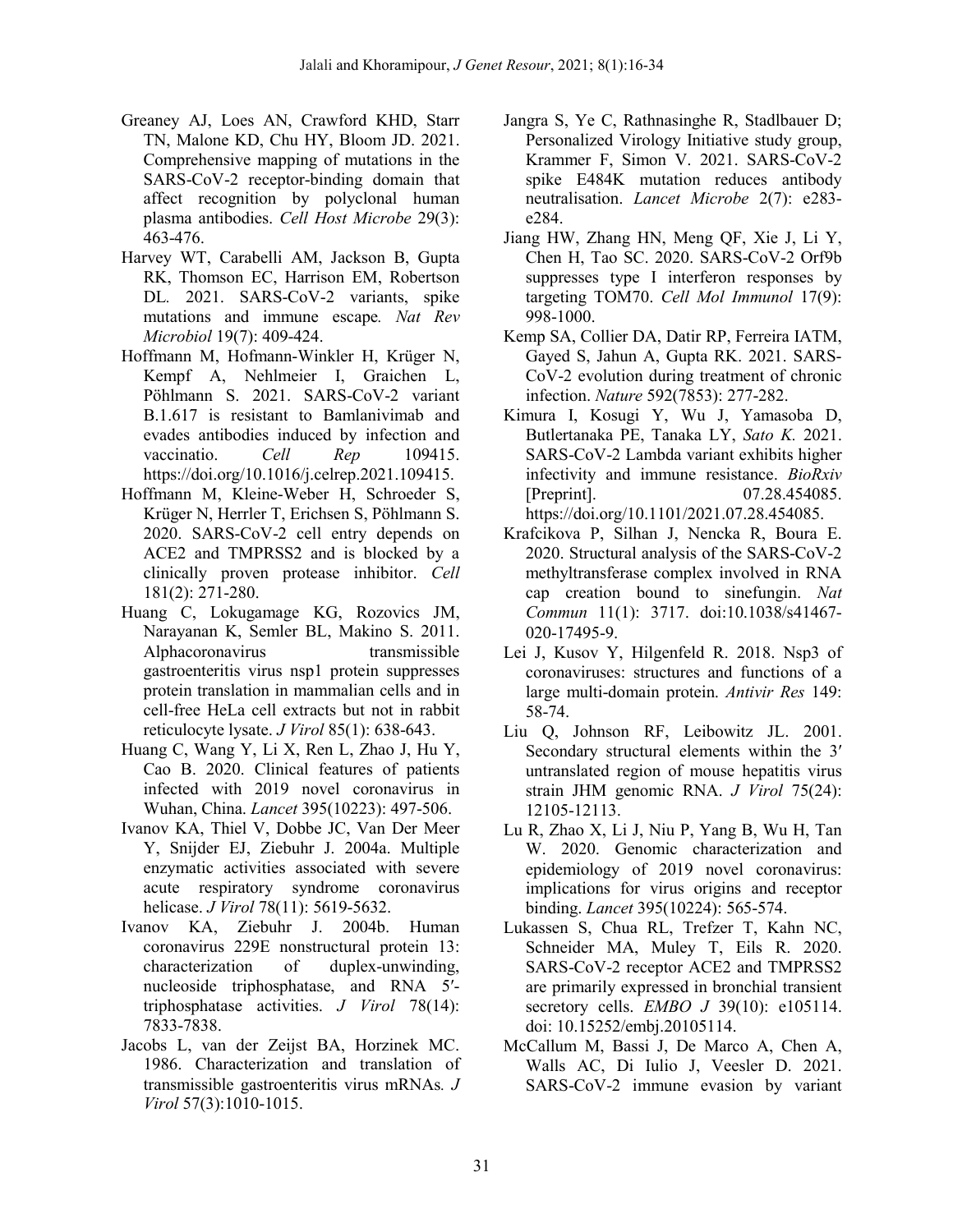Greaney AJ, Loes AN, Crawford KHD, Starr TN, Malone KD, Chu HY, Bloom JD. 2021. Comprehensive mapping of mutations in the SARS-CoV-2 receptor-binding domain that affect recognition by polyclonal human plasma antibodies. *Cell Host Microbe* 29(3): 463-476.

Harvey WT, Carabelli AM, Jackson B, Gupta RK, Thomson EC, Harrison EM, Robertson DL. 2021. SARS-CoV-2 variants, spike mutations and immune escape. *Nat Rev Microbiol* 19(7): 409-424.

Hoffmann M, Hofmann-Winkler H, Krüger N, Kempf A, Nehlmeier I, Graichen L, Pöhlmann S. 2021. SARS-CoV-2 variant B.1.617 is resistant to Bamlanivimab and evades antibodies induced by infection and vaccinatio. *Cell Rep* 109415. https://doi.org/10.1016/j.celrep.2021.109415.

Hoffmann M, Kleine-Weber H, Schroeder S, Krüger N, Herrler T, Erichsen S, Pöhlmann S. 2020. SARS-CoV-2 cell entry depends on ACE2 and TMPRSS2 and is blocked by a clinically proven protease inhibitor. *Cell* 181(2): 271-280.

Huang C, Lokugamage KG, Rozovics JM, Narayanan K, Semler BL, Makino S. 2011. Alphacoronavirus transmissible gastroenteritis virus nsp1 protein suppresses protein translation in mammalian cells and in cell-free HeLa cell extracts but not in rabbit reticulocyte lysate. *J Virol* 85(1): 638-643.

Huang C, Wang Y, Li X, Ren L, Zhao J, Hu Y, Cao B. 2020. Clinical features of patients infected with 2019 novel coronavirus in Wuhan, China. *Lancet* 395(10223): 497-506.

Ivanov KA, Thiel V, Dobbe JC, Van Der Meer Y, Snijder EJ, Ziebuhr J. 2004a. Multiple enzymatic activities associated with severe acute respiratory syndrome coronavirus helicase. *J Virol* 78(11): 5619-5632.

Ivanov KA, Ziebuhr J. 2004b. Human coronavirus 229E nonstructural protein 13: characterization of duplex-unwinding, nucleoside triphosphatase, and RNA 5′-triphosphatase activities. *J Virol* 78(14): 7833-7838.

Jacobs L, van der Zeijst BA, Horzinek MC. 1986. Characterization and translation of transmissible gastroenteritis virus mRNAs. *J Virol* 57(3):1010-1015.

Jangra S, Ye C, Rathnasinghe R, Stadlbauer D; Personalized Virology Initiative study group, Krammer F, Simon V. 2021. SARS-CoV-2 spike E484K mutation reduces antibody neutralisation. *Lancet Microbe* 2(7): e283-e284.

Jiang HW, Zhang HN, Meng QF, Xie J, Li Y, Chen H, Tao SC. 2020. SARS-CoV-2 Orf9b suppresses type I interferon responses by targeting TOM70. *Cell Mol Immunol* 17(9): 998-1000.

Kemp SA, Collier DA, Datir RP, Ferreira IATM, Gayed S, Jahun A, Gupta RK. 2021. SARS-CoV-2 evolution during treatment of chronic infection. *Nature* 592(7853): 277-282.

Kimura I, Kosugi Y, Wu J, Yamasoba D, Butlertanaka PE, Tanaka LY, *Sato K.* 2021. SARS-CoV-2 Lambda variant exhibits higher infectivity and immune resistance. *BioRxiv* [Preprint]. 07.28.454085. https://doi.org/10.1101/2021.07.28.454085.

Krafcikova P, Silhan J, Nencka R, Boura E. 2020. Structural analysis of the SARS-CoV-2 methyltransferase complex involved in RNA cap creation bound to sinefungin. *Nat Commun* 11(1): 3717. doi:10.1038/s41467-020-17495-9.

Lei J, Kusov Y, Hilgenfeld R. 2018. Nsp3 of coronaviruses: structures and functions of a large multi-domain protein. *Antivir Res* 149: 58-74.

Liu Q, Johnson RF, Leibowitz JL. 2001. Secondary structural elements within the 3′ untranslated region of mouse hepatitis virus strain JHM genomic RNA. *J Virol* 75(24): 12105-12113.

Lu R, Zhao X, Li J, Niu P, Yang B, Wu H, Tan W. 2020. Genomic characterization and epidemiology of 2019 novel coronavirus: implications for virus origins and receptor binding. *Lancet* 395(10224): 565-574.

Lukassen S, Chua RL, Trefzer T, Kahn NC, Schneider MA, Muley T, Eils R. 2020. SARS-CoV-2 receptor ACE2 and TMPRSS2 are primarily expressed in bronchial transient secretory cells. *EMBO J* 39(10): e105114. doi: 10.15252/embj.20105114.

McCallum M, Bassi J, De Marco A, Chen A, Walls AC, Di Iulio J, Veesler D. 2021. SARS-CoV-2 immune evasion by variant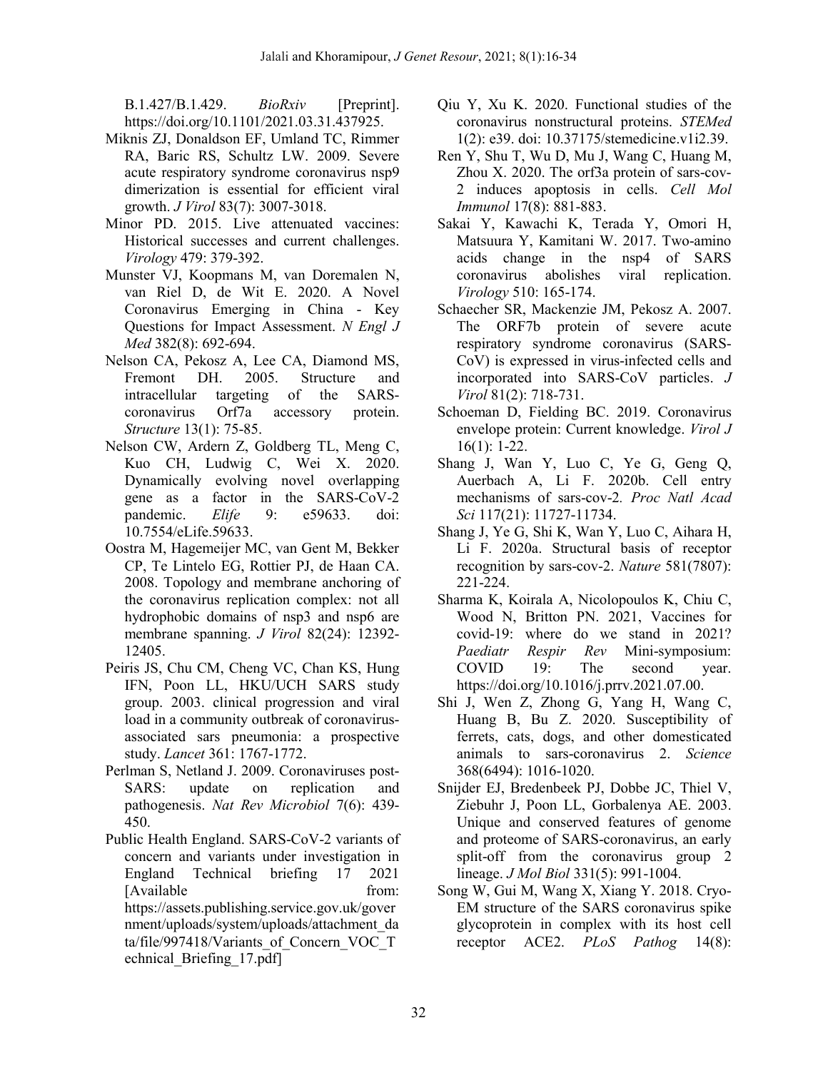B.1.427/B.1.429. *BioRxiv* [Preprint]. https://doi.org/10.1101/2021.03.31.437925.

Miknis ZJ, Donaldson EF, Umland TC, Rimmer RA, Baric RS, Schultz LW. 2009. Severe acute respiratory syndrome coronavirus nsp9 dimerization is essential for efficient viral growth. *J Virol* 83(7): 3007-3018.

Minor PD. 2015. Live attenuated vaccines: Historical successes and current challenges. *Virology* 479: 379-392.

Munster VJ, Koopmans M, van Doremalen N, van Riel D, de Wit E. 2020. A Novel Coronavirus Emerging in China - Key Questions for Impact Assessment. *N Engl J Med* 382(8): 692-694.

Nelson CA, Pekosz A, Lee CA, Diamond MS, Fremont DH. 2005. Structure and intracellular targeting of the SARS-coronavirus Orf7a accessory protein. *Structure* 13(1): 75-85.

Nelson CW, Ardern Z, Goldberg TL, Meng C, Kuo CH, Ludwig C, Wei X. 2020. Dynamically evolving novel overlapping gene as a factor in the SARS-CoV-2 pandemic. *Elife* 9: e59633. doi: 10.7554/eLife.59633.

Oostra M, Hagemeijer MC, van Gent M, Bekker CP, Te Lintelo EG, Rottier PJ, de Haan CA. 2008. Topology and membrane anchoring of the coronavirus replication complex: not all hydrophobic domains of nsp3 and nsp6 are membrane spanning. *J Virol* 82(24): 12392-12405.

Peiris JS, Chu CM, Cheng VC, Chan KS, Hung IFN, Poon LL, HKU/UCH SARS study group. 2003. clinical progression and viral load in a community outbreak of coronavirus-associated sars pneumonia: a prospective study. *Lancet* 361: 1767-1772.

Perlman S, Netland J. 2009. Coronaviruses post-SARS: update on replication and pathogenesis. *Nat Rev Microbiol* 7(6): 439-450.

Public Health England. SARS-CoV-2 variants of concern and variants under investigation in England Technical briefing 17 2021 [Available from: https://assets.publishing.service.gov.uk/government/uploads/system/uploads/attachment_data/file/997418/Variants_of_Concern_VOC_Technical_Briefing_17.pdf]

Qiu Y, Xu K. 2020. Functional studies of the coronavirus nonstructural proteins. *STEMed* 1(2): e39. doi: 10.37175/stemedicine.v1i2.39.

Ren Y, Shu T, Wu D, Mu J, Wang C, Huang M, Zhou X. 2020. The orf3a protein of sars-cov-2 induces apoptosis in cells. *Cell Mol Immunol* 17(8): 881-883.

Sakai Y, Kawachi K, Terada Y, Omori H, Matsuura Y, Kamitani W. 2017. Two-amino acids change in the nsp4 of SARS coronavirus abolishes viral replication. *Virology* 510: 165-174.

Schaecher SR, Mackenzie JM, Pekosz A. 2007. The ORF7b protein of severe acute respiratory syndrome coronavirus (SARS-CoV) is expressed in virus-infected cells and incorporated into SARS-CoV particles. *J Virol* 81(2): 718-731.

Schoeman D, Fielding BC. 2019. Coronavirus envelope protein: Current knowledge. *Virol J* 16(1): 1-22.

Shang J, Wan Y, Luo C, Ye G, Geng Q, Auerbach A, Li F. 2020b. Cell entry mechanisms of sars-cov-2. *Proc Natl Acad Sci* 117(21): 11727-11734.

Shang J, Ye G, Shi K, Wan Y, Luo C, Aihara H, Li F. 2020a. Structural basis of receptor recognition by sars-cov-2. *Nature* 581(7807): 221-224.

Sharma K, Koirala A, Nicolopoulos K, Chiu C, Wood N, Britton PN. 2021, Vaccines for covid-19: where do we stand in 2021? *Paediatr Respir Rev* Mini-symposium: COVID 19: The second year. https://doi.org/10.1016/j.prrv.2021.07.00.

Shi J, Wen Z, Zhong G, Yang H, Wang C, Huang B, Bu Z. 2020. Susceptibility of ferrets, cats, dogs, and other domesticated animals to sars-coronavirus 2. *Science* 368(6494): 1016-1020.

Snijder EJ, Bredenbeek PJ, Dobbe JC, Thiel V, Ziebuhr J, Poon LL, Gorbalenya AE. 2003. Unique and conserved features of genome and proteome of SARS-coronavirus, an early split-off from the coronavirus group 2 lineage. *J Mol Biol* 331(5): 991-1004.

Song W, Gui M, Wang X, Xiang Y. 2018. Cryo-EM structure of the SARS coronavirus spike glycoprotein in complex with its host cell receptor ACE2. *PLoS Pathog* 14(8):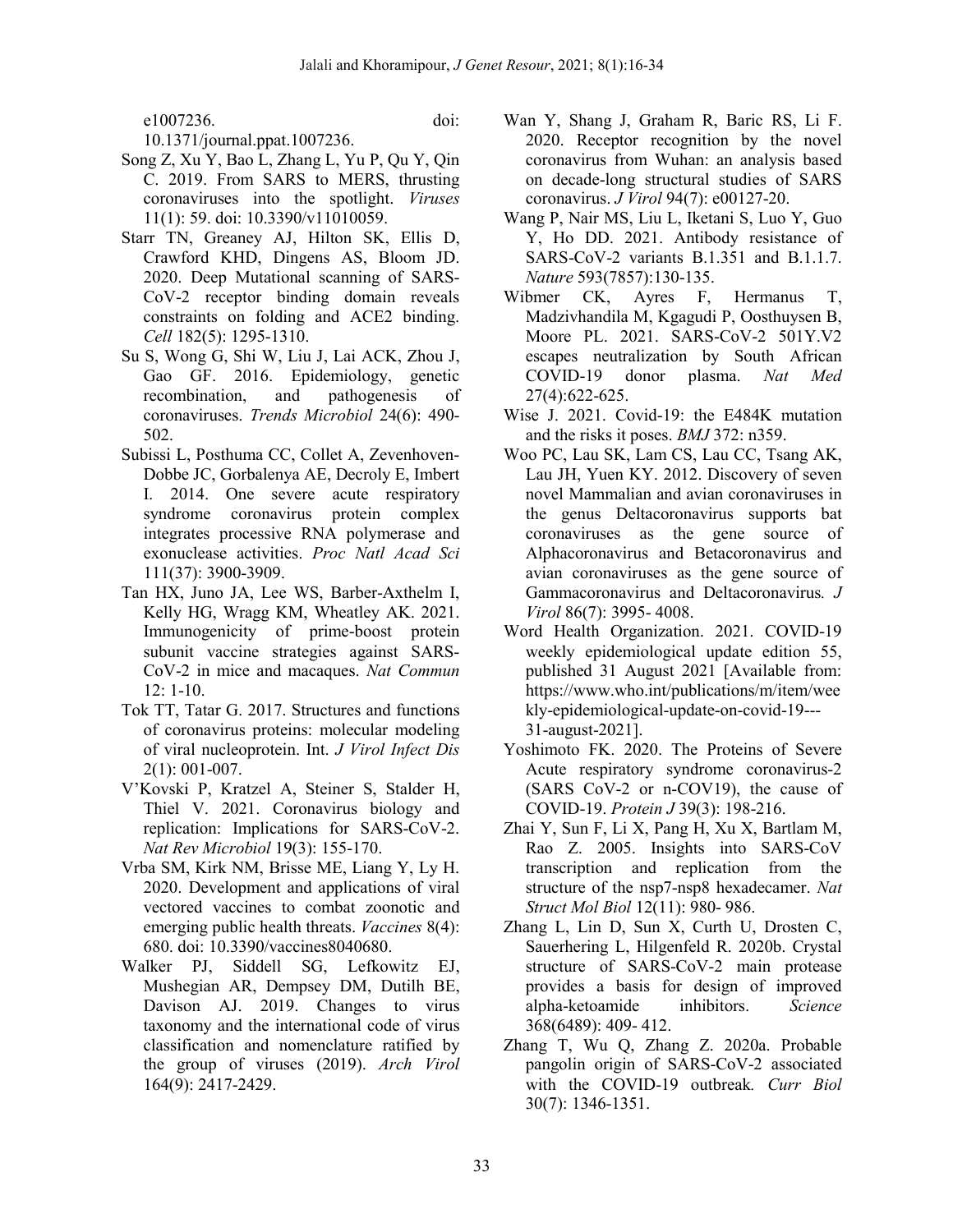e1007236. doi: 10.1371/journal.ppat.1007236.

Song Z, Xu Y, Bao L, Zhang L, Yu P, Qu Y, Qin C. 2019. From SARS to MERS, thrusting coronaviruses into the spotlight. *Viruses* 11(1): 59. doi: 10.3390/v11010059.

Starr TN, Greaney AJ, Hilton SK, Ellis D, Crawford KHD, Dingens AS, Bloom JD. 2020. Deep Mutational scanning of SARS-CoV-2 receptor binding domain reveals constraints on folding and ACE2 binding. *Cell* 182(5): 1295-1310.

Su S, Wong G, Shi W, Liu J, Lai ACK, Zhou J, Gao GF. 2016. Epidemiology, genetic recombination, and pathogenesis of coronaviruses. *Trends Microbiol* 24(6): 490-502.

Subissi L, Posthuma CC, Collet A, Zevenhoven-Dobbe JC, Gorbalenya AE, Decroly E, Imbert I. 2014. One severe acute respiratory syndrome coronavirus protein complex integrates processive RNA polymerase and exonuclease activities. *Proc Natl Acad Sci* 111(37): 3900-3909.

Tan HX, Juno JA, Lee WS, Barber-Axthelm I, Kelly HG, Wragg KM, Wheatley AK. 2021. Immunogenicity of prime-boost protein subunit vaccine strategies against SARS-CoV-2 in mice and macaques. *Nat Commun* 12: 1-10.

Tok TT, Tatar G. 2017. Structures and functions of coronavirus proteins: molecular modeling of viral nucleoprotein. Int. *J Virol Infect Dis* 2(1): 001-007.

V'Kovski P, Kratzel A, Steiner S, Stalder H, Thiel V. 2021. Coronavirus biology and replication: Implications for SARS-CoV-2. *Nat Rev Microbiol* 19(3): 155-170.

Vrba SM, Kirk NM, Brisse ME, Liang Y, Ly H. 2020. Development and applications of viral vectored vaccines to combat zoonotic and emerging public health threats. *Vaccines* 8(4): 680. doi: 10.3390/vaccines8040680.

Walker PJ, Siddell SG, Lefkowitz EJ, Mushegian AR, Dempsey DM, Dutilh BE, Davison AJ. 2019. Changes to virus taxonomy and the international code of virus classification and nomenclature ratified by the group of viruses (2019). *Arch Virol* 164(9): 2417-2429.

Wan Y, Shang J, Graham R, Baric RS, Li F. 2020. Receptor recognition by the novel coronavirus from Wuhan: an analysis based on decade-long structural studies of SARS coronavirus. *J Virol* 94(7): e00127-20.

Wang P, Nair MS, Liu L, Iketani S, Luo Y, Guo Y, Ho DD. 2021. Antibody resistance of SARS-CoV-2 variants B.1.351 and B.1.1.7. *Nature* 593(7857):130-135.

Wibmer CK, Ayres F, Hermanus T, Madzivhandila M, Kgagudi P, Oosthuysen B, Moore PL. 2021. SARS-CoV-2 501Y.V2 escapes neutralization by South African COVID-19 donor plasma. *Nat Med* 27(4):622-625.

Wise J. 2021. Covid-19: the E484K mutation and the risks it poses. *BMJ* 372: n359.

Woo PC, Lau SK, Lam CS, Lau CC, Tsang AK, Lau JH, Yuen KY. 2012. Discovery of seven novel Mammalian and avian coronaviruses in the genus Deltacoronavirus supports bat coronaviruses as the gene source of Alphacoronavirus and Betacoronavirus and avian coronaviruses as the gene source of Gammacoronavirus and Deltacoronavirus*. J Virol* 86(7): 3995- 4008.

Word Health Organization. 2021. COVID-19 weekly epidemiological update edition 55, published 31 August 2021 [Available from: https://www.who.int/publications/m/item/weekly-epidemiological-update-on-covid-19---31-august-2021].

Yoshimoto FK. 2020. The Proteins of Severe Acute respiratory syndrome coronavirus-2 (SARS CoV-2 or n-COV19), the cause of COVID-19. *Protein J* 39(3): 198-216.

Zhai Y, Sun F, Li X, Pang H, Xu X, Bartlam M, Rao Z. 2005. Insights into SARS-CoV transcription and replication from the structure of the nsp7-nsp8 hexadecamer. *Nat Struct Mol Biol* 12(11): 980- 986.

Zhang L, Lin D, Sun X, Curth U, Drosten C, Sauerhering L, Hilgenfeld R. 2020b. Crystal structure of SARS-CoV-2 main protease provides a basis for design of improved alpha-ketoamide inhibitors. *Science* 368(6489): 409- 412.

Zhang T, Wu Q, Zhang Z. 2020a. Probable pangolin origin of SARS-CoV-2 associated with the COVID-19 outbreak*. Curr Biol* 30(7): 1346-1351.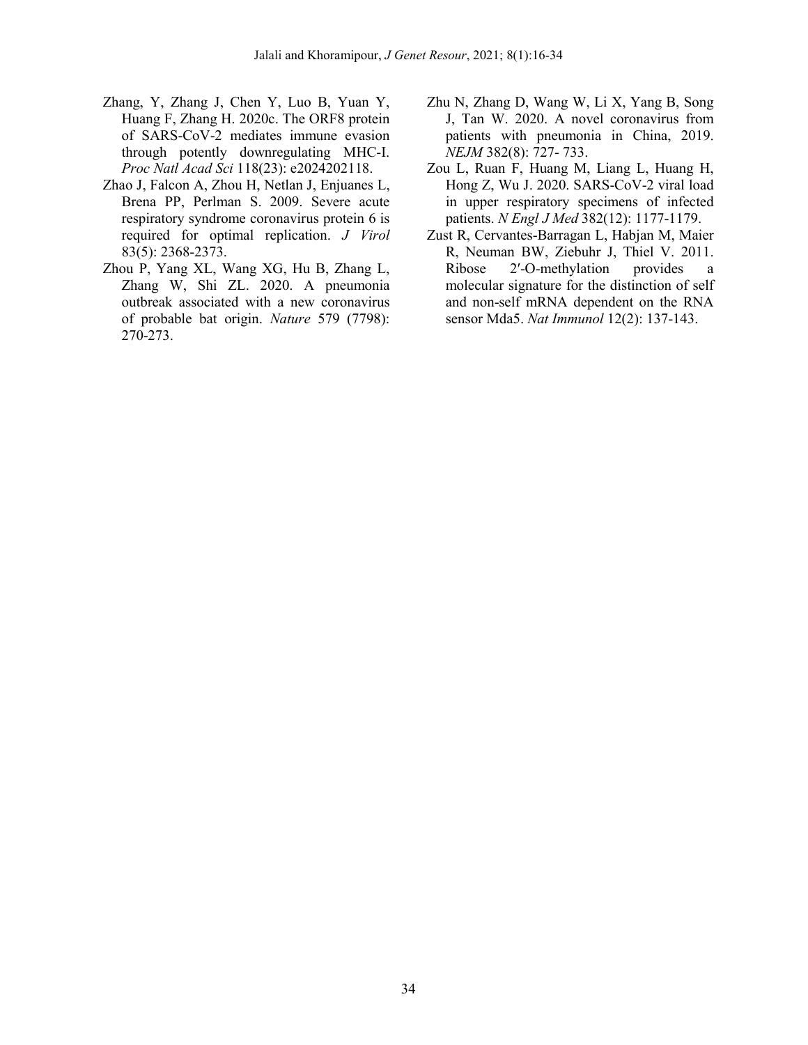Zhang, Y, Zhang J, Chen Y, Luo B, Yuan Y, Huang F, Zhang H. 2020c. The ORF8 protein of SARS-CoV-2 mediates immune evasion through potently downregulating MHC-I. *Proc Natl Acad Sci* 118(23): e2024202118.

Zhao J, Falcon A, Zhou H, Netlan J, Enjuanes L, Brena PP, Perlman S. 2009. Severe acute respiratory syndrome coronavirus protein 6 is required for optimal replication. *J Virol* 83(5): 2368-2373.

Zhou P, Yang XL, Wang XG, Hu B, Zhang L, Zhang W, Shi ZL. 2020. A pneumonia outbreak associated with a new coronavirus of probable bat origin. *Nature* 579 (7798): 270-273.

Zhu N, Zhang D, Wang W, Li X, Yang B, Song J, Tan W. 2020. A novel coronavirus from patients with pneumonia in China, 2019. *NEJM* 382(8): 727- 733.

Zou L, Ruan F, Huang M, Liang L, Huang H, Hong Z, Wu J. 2020. SARS-CoV-2 viral load in upper respiratory specimens of infected patients. *N Engl J Med* 382(12): 1177-1179.

Zust R, Cervantes-Barragan L, Habjan M, Maier R, Neuman BW, Ziebuhr J, Thiel V. 2011. Ribose 2′-O-methylation provides a molecular signature for the distinction of self and non-self mRNA dependent on the RNA sensor Mda5. *Nat Immunol* 12(2): 137-143.